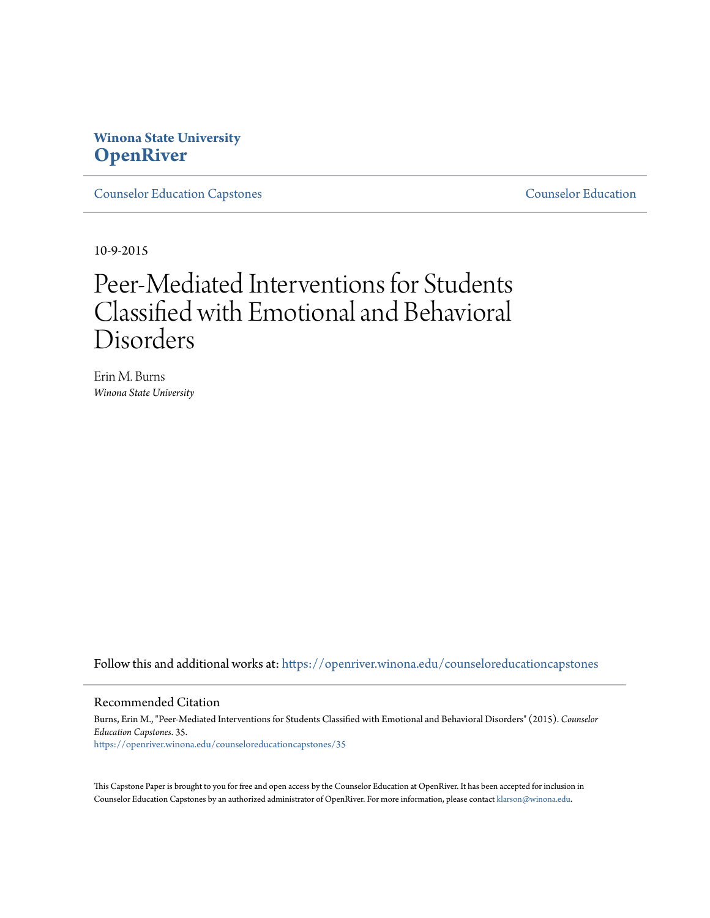Winona State University
**OpenRiver**

Counselor Education Capstones

Counselor Education

10-9-2015

# Peer-Mediated Interventions for Students Classified with Emotional and Behavioral Disorders

Erin M. Burns
*Winona State University*

Follow this and additional works at: https://openriver.winona.edu/counseloreducationcapstones

## Recommended Citation

Burns, Erin M., "Peer-Mediated Interventions for Students Classified with Emotional and Behavioral Disorders" (2015). *Counselor Education Capstones*. 35.
https://openriver.winona.edu/counseloreducationcapstones/35

This Capstone Paper is brought to you for free and open access by the Counselor Education at OpenRiver. It has been accepted for inclusion in Counselor Education Capstones by an authorized administrator of OpenRiver. For more information, please contact klarson@winona.edu.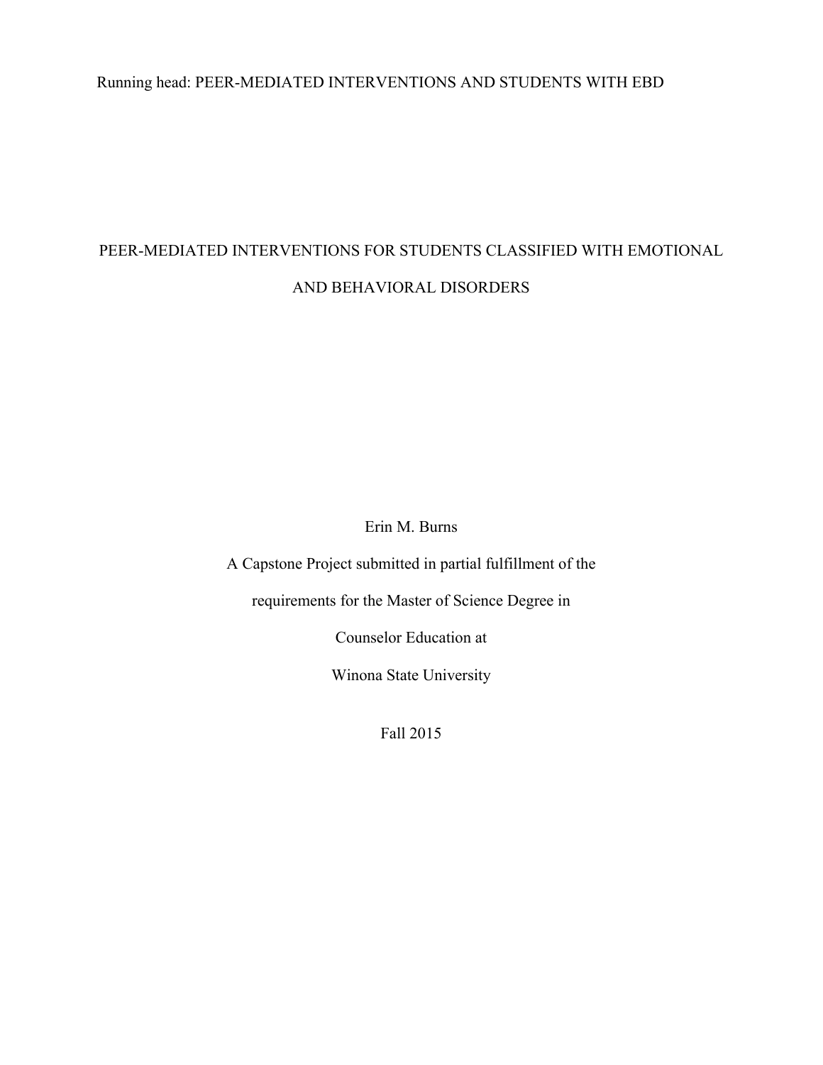# PEER-MEDIATED INTERVENTIONS FOR STUDENTS CLASSIFIED WITH EMOTIONAL AND BEHAVIORAL DISORDERS

Erin M. Burns

A Capstone Project submitted in partial fulfillment of the

requirements for the Master of Science Degree in

Counselor Education at

Winona State University

Fall 2015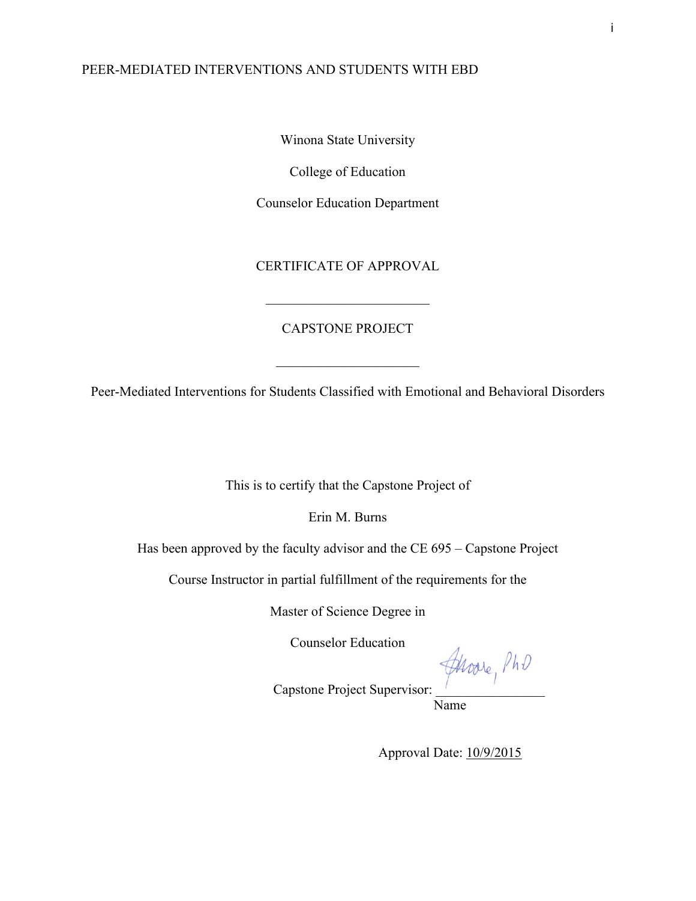Winona State University

College of Education

Counselor Education Department

CERTIFICATE OF APPROVAL

________________________

CAPSTONE PROJECT

____________________

Peer-Mediated Interventions for Students Classified with Emotional and Behavioral Disorders

This is to certify that the Capstone Project of

Erin M. Burns

Has been approved by the faculty advisor and the CE 695 – Capstone Project

Course Instructor in partial fulfillment of the requirements for the

Master of Science Degree in

Counselor Education

Capstone Project Supervisor: Moore, PhD
Name

Approval Date: 10/9/2015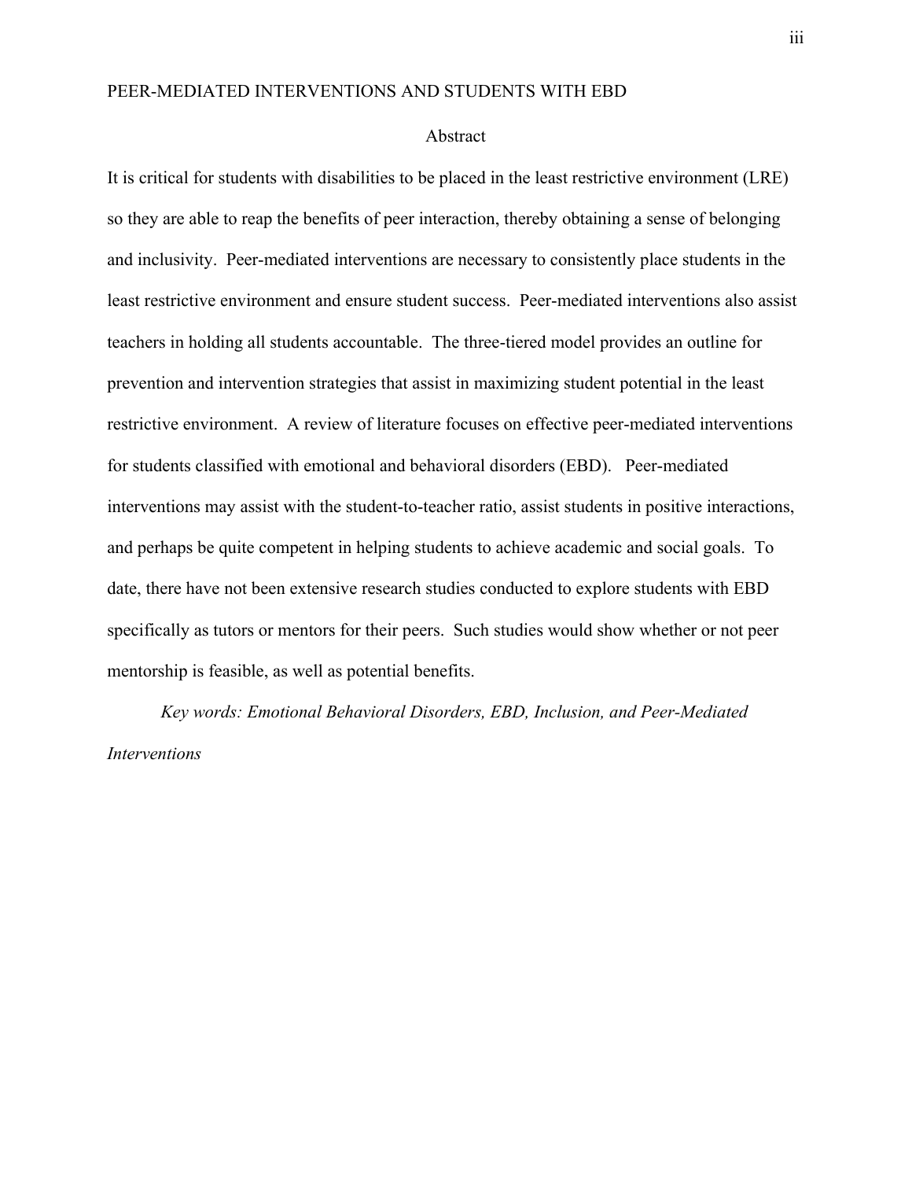## Abstract

It is critical for students with disabilities to be placed in the least restrictive environment (LRE) so they are able to reap the benefits of peer interaction, thereby obtaining a sense of belonging and inclusivity. Peer-mediated interventions are necessary to consistently place students in the least restrictive environment and ensure student success. Peer-mediated interventions also assist teachers in holding all students accountable. The three-tiered model provides an outline for prevention and intervention strategies that assist in maximizing student potential in the least restrictive environment. A review of literature focuses on effective peer-mediated interventions for students classified with emotional and behavioral disorders (EBD). Peer-mediated interventions may assist with the student-to-teacher ratio, assist students in positive interactions, and perhaps be quite competent in helping students to achieve academic and social goals. To date, there have not been extensive research studies conducted to explore students with EBD specifically as tutors or mentors for their peers. Such studies would show whether or not peer mentorship is feasible, as well as potential benefits.

*Key words: Emotional Behavioral Disorders, EBD, Inclusion, and Peer-Mediated Interventions*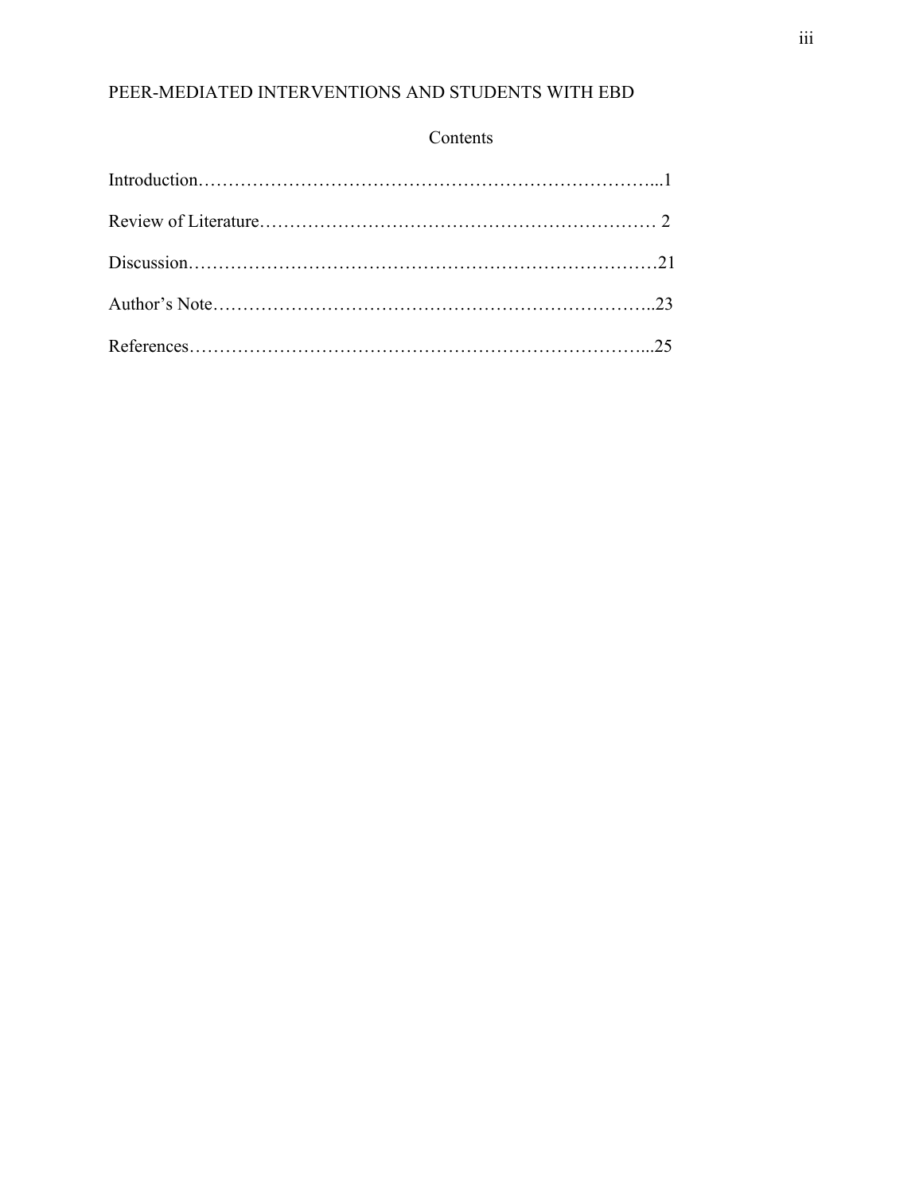## Contents

Introduction………………………………………………………………...1

Review of Literature……………………………………………………… 2

Discussion…………………………………………………………………21

Author's Note……………………………………………………………..23

References………………………………………………………………...25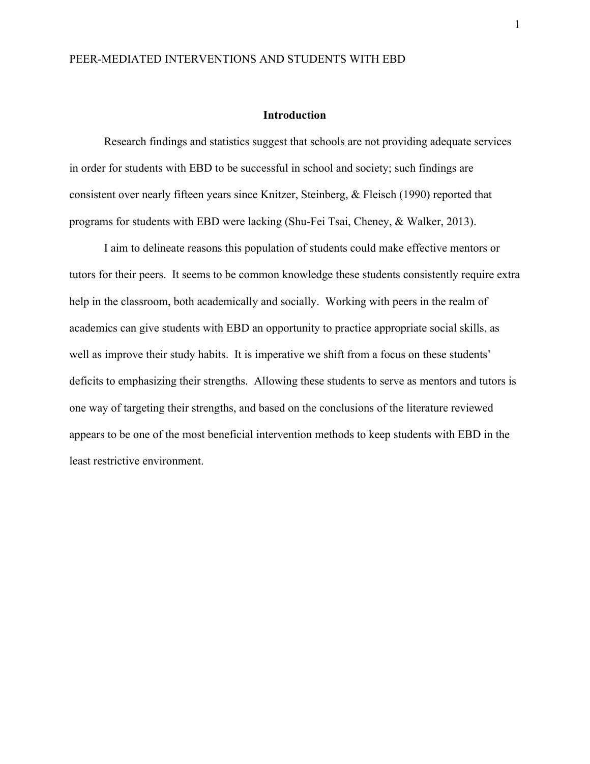## Introduction

Research findings and statistics suggest that schools are not providing adequate services in order for students with EBD to be successful in school and society; such findings are consistent over nearly fifteen years since Knitzer, Steinberg, & Fleisch (1990) reported that programs for students with EBD were lacking (Shu-Fei Tsai, Cheney, & Walker, 2013).

I aim to delineate reasons this population of students could make effective mentors or tutors for their peers. It seems to be common knowledge these students consistently require extra help in the classroom, both academically and socially. Working with peers in the realm of academics can give students with EBD an opportunity to practice appropriate social skills, as well as improve their study habits. It is imperative we shift from a focus on these students' deficits to emphasizing their strengths. Allowing these students to serve as mentors and tutors is one way of targeting their strengths, and based on the conclusions of the literature reviewed appears to be one of the most beneficial intervention methods to keep students with EBD in the least restrictive environment.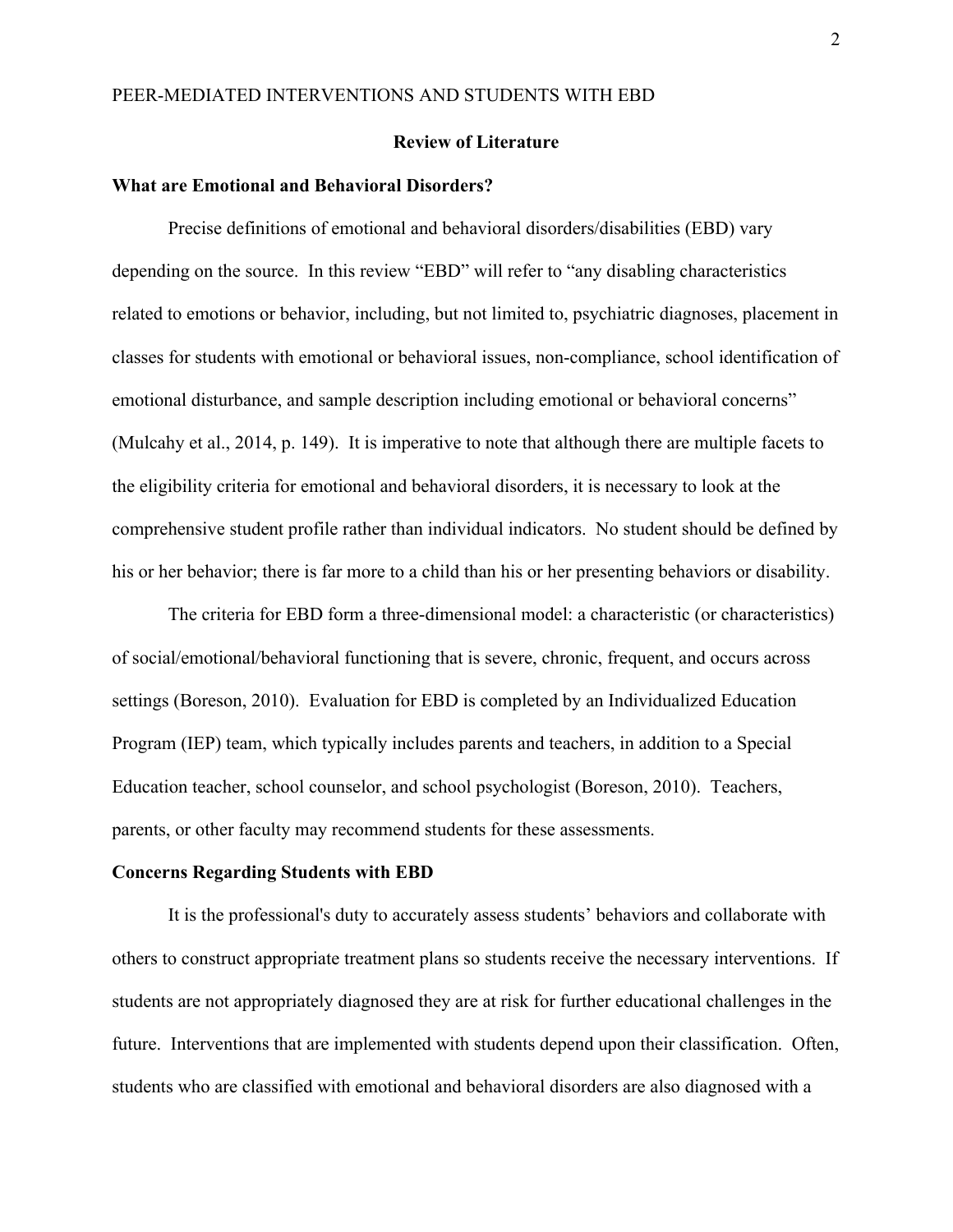## Review of Literature

### What are Emotional and Behavioral Disorders?

Precise definitions of emotional and behavioral disorders/disabilities (EBD) vary depending on the source. In this review "EBD" will refer to "any disabling characteristics related to emotions or behavior, including, but not limited to, psychiatric diagnoses, placement in classes for students with emotional or behavioral issues, non-compliance, school identification of emotional disturbance, and sample description including emotional or behavioral concerns" (Mulcahy et al., 2014, p. 149). It is imperative to note that although there are multiple facets to the eligibility criteria for emotional and behavioral disorders, it is necessary to look at the comprehensive student profile rather than individual indicators. No student should be defined by his or her behavior; there is far more to a child than his or her presenting behaviors or disability.

The criteria for EBD form a three-dimensional model: a characteristic (or characteristics) of social/emotional/behavioral functioning that is severe, chronic, frequent, and occurs across settings (Boreson, 2010). Evaluation for EBD is completed by an Individualized Education Program (IEP) team, which typically includes parents and teachers, in addition to a Special Education teacher, school counselor, and school psychologist (Boreson, 2010). Teachers, parents, or other faculty may recommend students for these assessments.

### Concerns Regarding Students with EBD

It is the professional's duty to accurately assess students' behaviors and collaborate with others to construct appropriate treatment plans so students receive the necessary interventions. If students are not appropriately diagnosed they are at risk for further educational challenges in the future. Interventions that are implemented with students depend upon their classification. Often, students who are classified with emotional and behavioral disorders are also diagnosed with a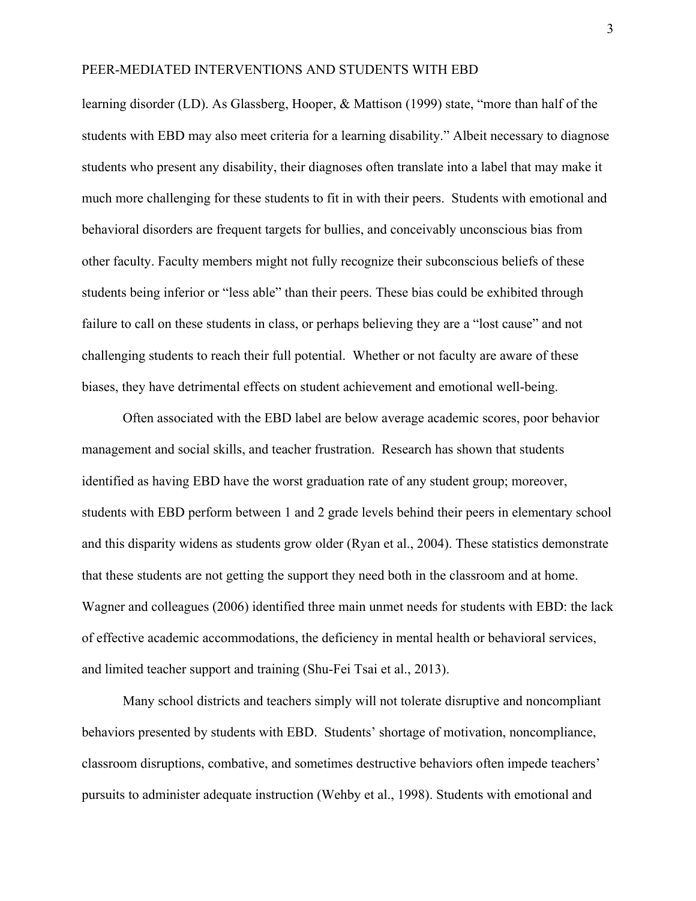learning disorder (LD). As Glassberg, Hooper, & Mattison (1999) state, "more than half of the students with EBD may also meet criteria for a learning disability." Albeit necessary to diagnose students who present any disability, their diagnoses often translate into a label that may make it much more challenging for these students to fit in with their peers. Students with emotional and behavioral disorders are frequent targets for bullies, and conceivably unconscious bias from other faculty. Faculty members might not fully recognize their subconscious beliefs of these students being inferior or "less able" than their peers. These bias could be exhibited through failure to call on these students in class, or perhaps believing they are a "lost cause" and not challenging students to reach their full potential. Whether or not faculty are aware of these biases, they have detrimental effects on student achievement and emotional well-being.

Often associated with the EBD label are below average academic scores, poor behavior management and social skills, and teacher frustration. Research has shown that students identified as having EBD have the worst graduation rate of any student group; moreover, students with EBD perform between 1 and 2 grade levels behind their peers in elementary school and this disparity widens as students grow older (Ryan et al., 2004). These statistics demonstrate that these students are not getting the support they need both in the classroom and at home. Wagner and colleagues (2006) identified three main unmet needs for students with EBD: the lack of effective academic accommodations, the deficiency in mental health or behavioral services, and limited teacher support and training (Shu-Fei Tsai et al., 2013).

Many school districts and teachers simply will not tolerate disruptive and noncompliant behaviors presented by students with EBD. Students' shortage of motivation, noncompliance, classroom disruptions, combative, and sometimes destructive behaviors often impede teachers' pursuits to administer adequate instruction (Wehby et al., 1998). Students with emotional and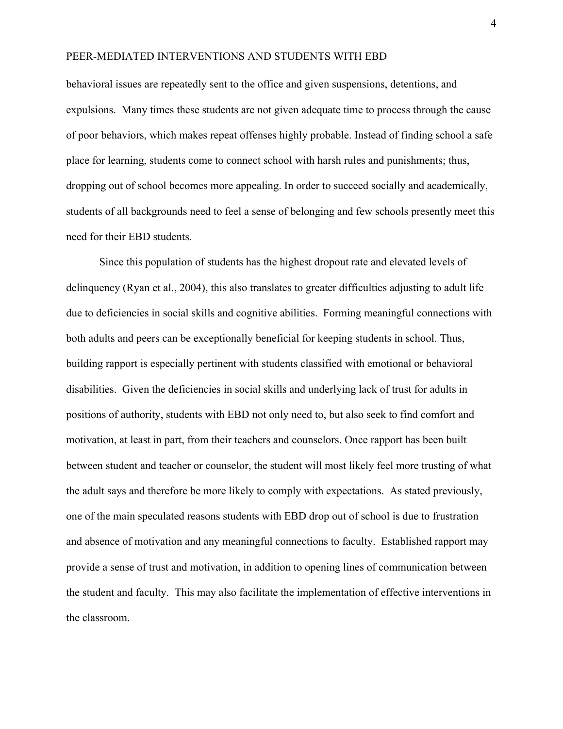behavioral issues are repeatedly sent to the office and given suspensions, detentions, and expulsions. Many times these students are not given adequate time to process through the cause of poor behaviors, which makes repeat offenses highly probable. Instead of finding school a safe place for learning, students come to connect school with harsh rules and punishments; thus, dropping out of school becomes more appealing. In order to succeed socially and academically, students of all backgrounds need to feel a sense of belonging and few schools presently meet this need for their EBD students.

Since this population of students has the highest dropout rate and elevated levels of delinquency (Ryan et al., 2004), this also translates to greater difficulties adjusting to adult life due to deficiencies in social skills and cognitive abilities. Forming meaningful connections with both adults and peers can be exceptionally beneficial for keeping students in school. Thus, building rapport is especially pertinent with students classified with emotional or behavioral disabilities. Given the deficiencies in social skills and underlying lack of trust for adults in positions of authority, students with EBD not only need to, but also seek to find comfort and motivation, at least in part, from their teachers and counselors. Once rapport has been built between student and teacher or counselor, the student will most likely feel more trusting of what the adult says and therefore be more likely to comply with expectations. As stated previously, one of the main speculated reasons students with EBD drop out of school is due to frustration and absence of motivation and any meaningful connections to faculty. Established rapport may provide a sense of trust and motivation, in addition to opening lines of communication between the student and faculty. This may also facilitate the implementation of effective interventions in the classroom.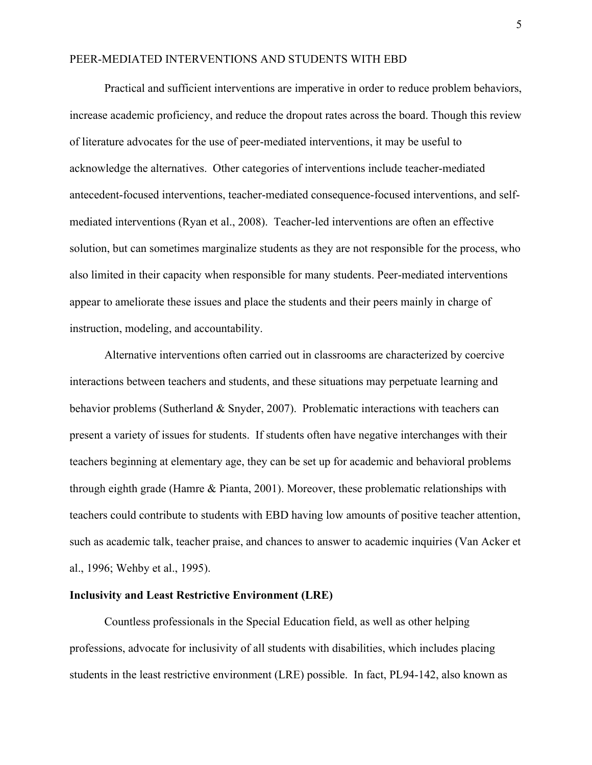Practical and sufficient interventions are imperative in order to reduce problem behaviors, increase academic proficiency, and reduce the dropout rates across the board. Though this review of literature advocates for the use of peer-mediated interventions, it may be useful to acknowledge the alternatives.  Other categories of interventions include teacher-mediated antecedent-focused interventions, teacher-mediated consequence-focused interventions, and self-mediated interventions (Ryan et al., 2008).  Teacher-led interventions are often an effective solution, but can sometimes marginalize students as they are not responsible for the process, who also limited in their capacity when responsible for many students. Peer-mediated interventions appear to ameliorate these issues and place the students and their peers mainly in charge of instruction, modeling, and accountability.

Alternative interventions often carried out in classrooms are characterized by coercive interactions between teachers and students, and these situations may perpetuate learning and behavior problems (Sutherland & Snyder, 2007).  Problematic interactions with teachers can present a variety of issues for students.  If students often have negative interchanges with their teachers beginning at elementary age, they can be set up for academic and behavioral problems through eighth grade (Hamre & Pianta, 2001). Moreover, these problematic relationships with teachers could contribute to students with EBD having low amounts of positive teacher attention, such as academic talk, teacher praise, and chances to answer to academic inquiries (Van Acker et al., 1996; Wehby et al., 1995).

**Inclusivity and Least Restrictive Environment (LRE)**

Countless professionals in the Special Education field, as well as other helping professions, advocate for inclusivity of all students with disabilities, which includes placing students in the least restrictive environment (LRE) possible.  In fact, PL94-142, also known as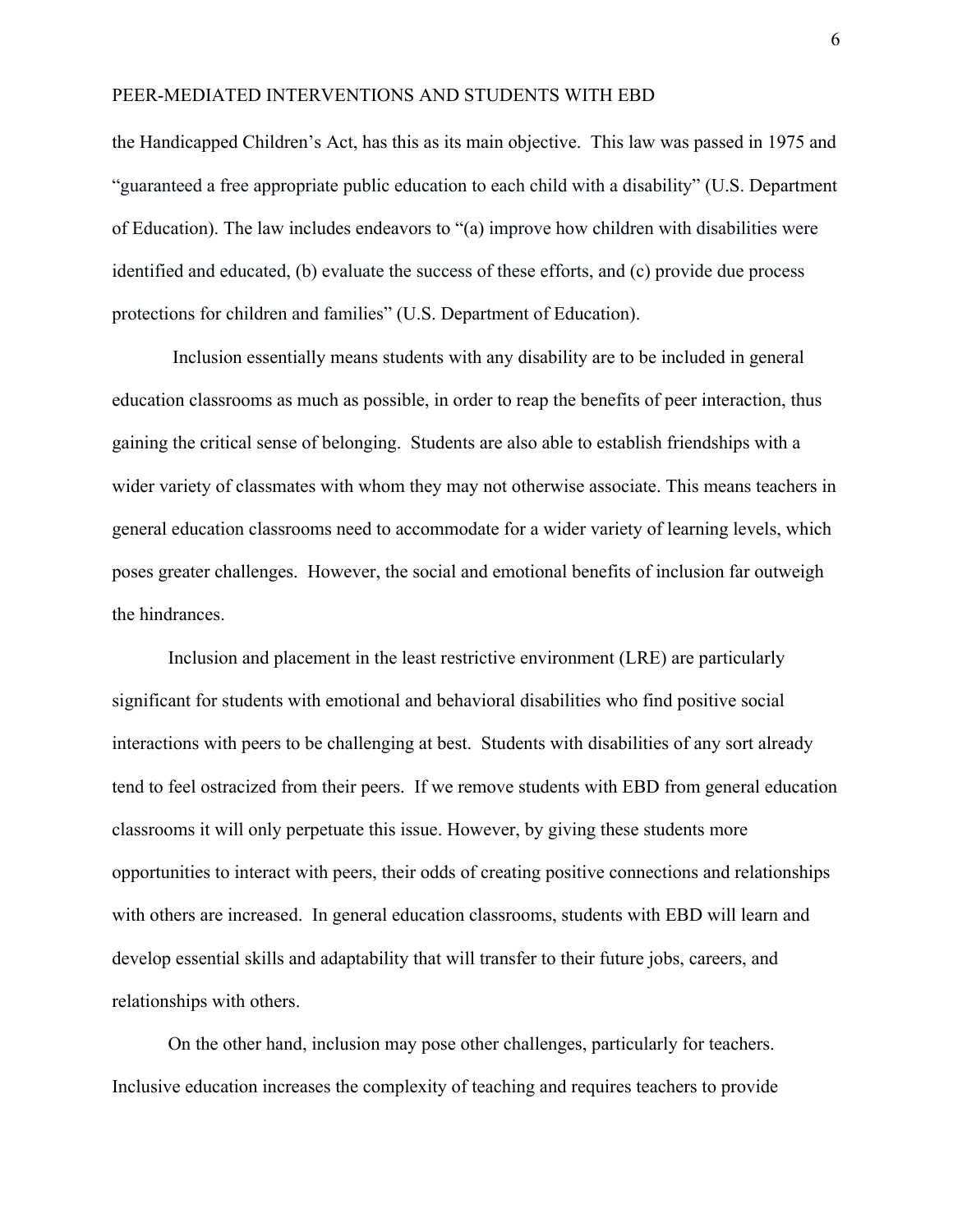the Handicapped Children's Act, has this as its main objective. This law was passed in 1975 and "guaranteed a free appropriate public education to each child with a disability" (U.S. Department of Education). The law includes endeavors to "(a) improve how children with disabilities were identified and educated, (b) evaluate the success of these efforts, and (c) provide due process protections for children and families" (U.S. Department of Education).

Inclusion essentially means students with any disability are to be included in general education classrooms as much as possible, in order to reap the benefits of peer interaction, thus gaining the critical sense of belonging. Students are also able to establish friendships with a wider variety of classmates with whom they may not otherwise associate. This means teachers in general education classrooms need to accommodate for a wider variety of learning levels, which poses greater challenges. However, the social and emotional benefits of inclusion far outweigh the hindrances.

Inclusion and placement in the least restrictive environment (LRE) are particularly significant for students with emotional and behavioral disabilities who find positive social interactions with peers to be challenging at best. Students with disabilities of any sort already tend to feel ostracized from their peers. If we remove students with EBD from general education classrooms it will only perpetuate this issue. However, by giving these students more opportunities to interact with peers, their odds of creating positive connections and relationships with others are increased. In general education classrooms, students with EBD will learn and develop essential skills and adaptability that will transfer to their future jobs, careers, and relationships with others.

On the other hand, inclusion may pose other challenges, particularly for teachers. Inclusive education increases the complexity of teaching and requires teachers to provide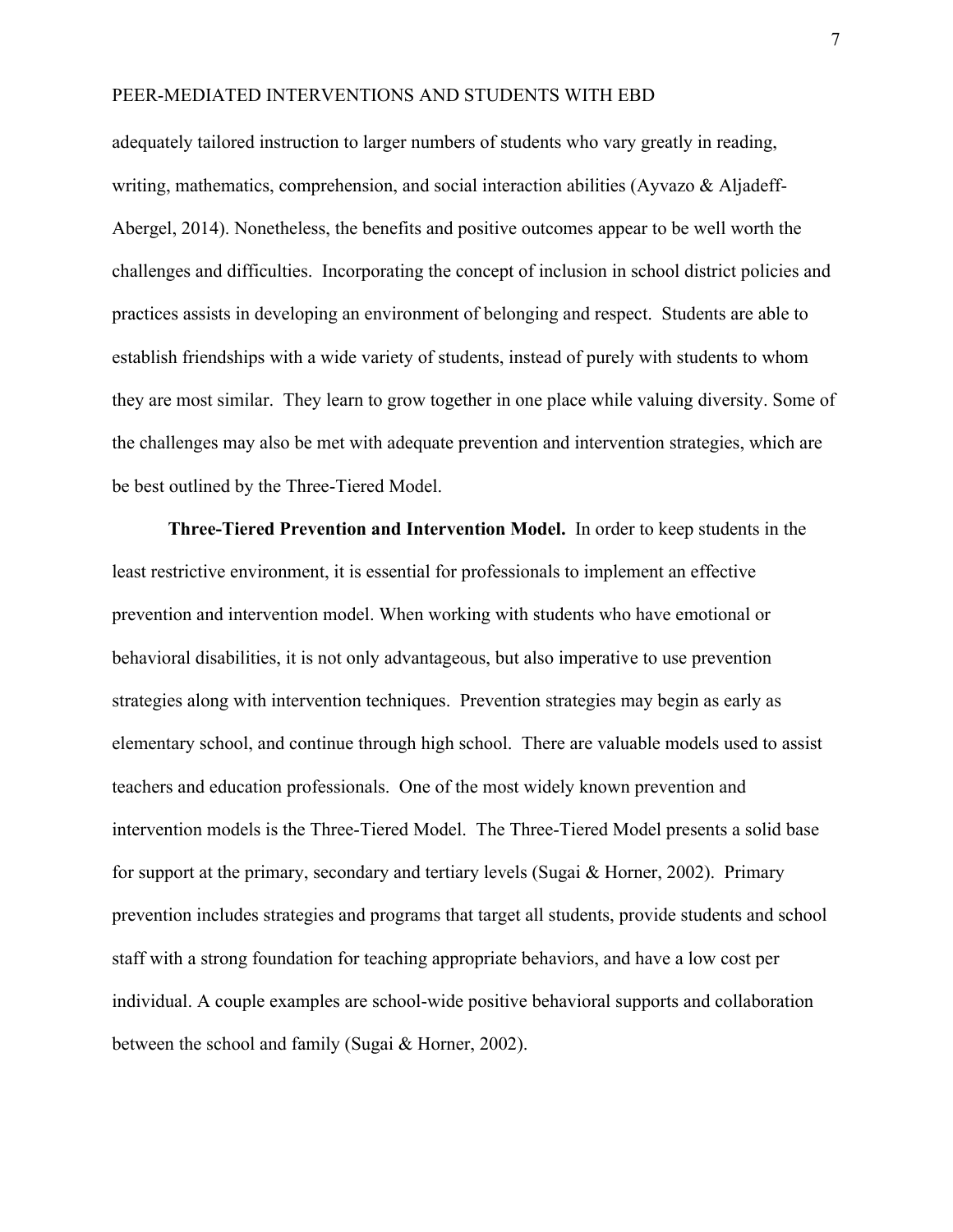adequately tailored instruction to larger numbers of students who vary greatly in reading, writing, mathematics, comprehension, and social interaction abilities (Ayvazo & Aljadeff-Abergel, 2014). Nonetheless, the benefits and positive outcomes appear to be well worth the challenges and difficulties. Incorporating the concept of inclusion in school district policies and practices assists in developing an environment of belonging and respect. Students are able to establish friendships with a wide variety of students, instead of purely with students to whom they are most similar. They learn to grow together in one place while valuing diversity. Some of the challenges may also be met with adequate prevention and intervention strategies, which are be best outlined by the Three-Tiered Model.

**Three-Tiered Prevention and Intervention Model.** In order to keep students in the least restrictive environment, it is essential for professionals to implement an effective prevention and intervention model. When working with students who have emotional or behavioral disabilities, it is not only advantageous, but also imperative to use prevention strategies along with intervention techniques. Prevention strategies may begin as early as elementary school, and continue through high school. There are valuable models used to assist teachers and education professionals. One of the most widely known prevention and intervention models is the Three-Tiered Model. The Three-Tiered Model presents a solid base for support at the primary, secondary and tertiary levels (Sugai & Horner, 2002). Primary prevention includes strategies and programs that target all students, provide students and school staff with a strong foundation for teaching appropriate behaviors, and have a low cost per individual. A couple examples are school-wide positive behavioral supports and collaboration between the school and family (Sugai & Horner, 2002).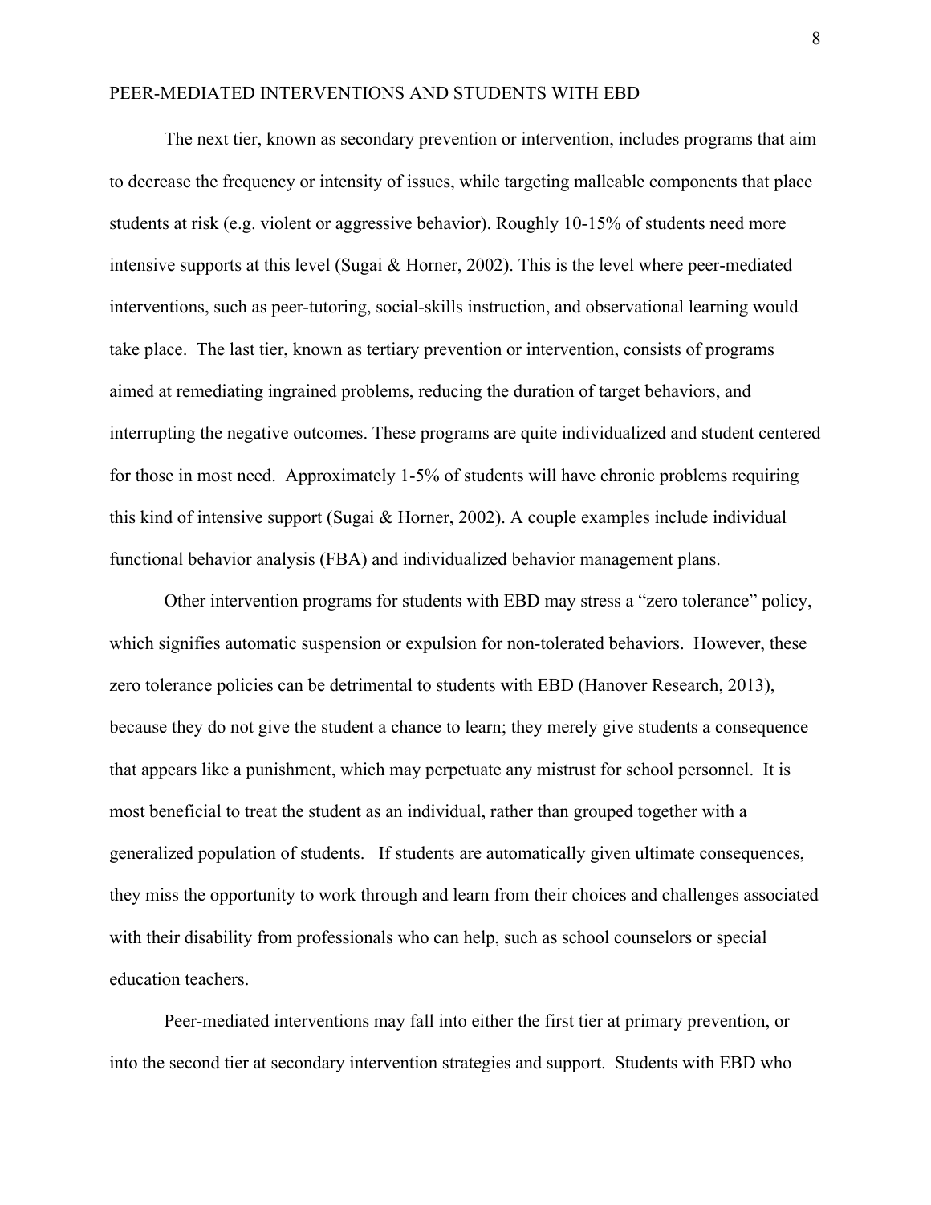The next tier, known as secondary prevention or intervention, includes programs that aim to decrease the frequency or intensity of issues, while targeting malleable components that place students at risk (e.g. violent or aggressive behavior). Roughly 10-15% of students need more intensive supports at this level (Sugai & Horner, 2002). This is the level where peer-mediated interventions, such as peer-tutoring, social-skills instruction, and observational learning would take place. The last tier, known as tertiary prevention or intervention, consists of programs aimed at remediating ingrained problems, reducing the duration of target behaviors, and interrupting the negative outcomes. These programs are quite individualized and student centered for those in most need. Approximately 1-5% of students will have chronic problems requiring this kind of intensive support (Sugai & Horner, 2002). A couple examples include individual functional behavior analysis (FBA) and individualized behavior management plans.

Other intervention programs for students with EBD may stress a "zero tolerance" policy, which signifies automatic suspension or expulsion for non-tolerated behaviors. However, these zero tolerance policies can be detrimental to students with EBD (Hanover Research, 2013), because they do not give the student a chance to learn; they merely give students a consequence that appears like a punishment, which may perpetuate any mistrust for school personnel. It is most beneficial to treat the student as an individual, rather than grouped together with a generalized population of students. If students are automatically given ultimate consequences, they miss the opportunity to work through and learn from their choices and challenges associated with their disability from professionals who can help, such as school counselors or special education teachers.

Peer-mediated interventions may fall into either the first tier at primary prevention, or into the second tier at secondary intervention strategies and support. Students with EBD who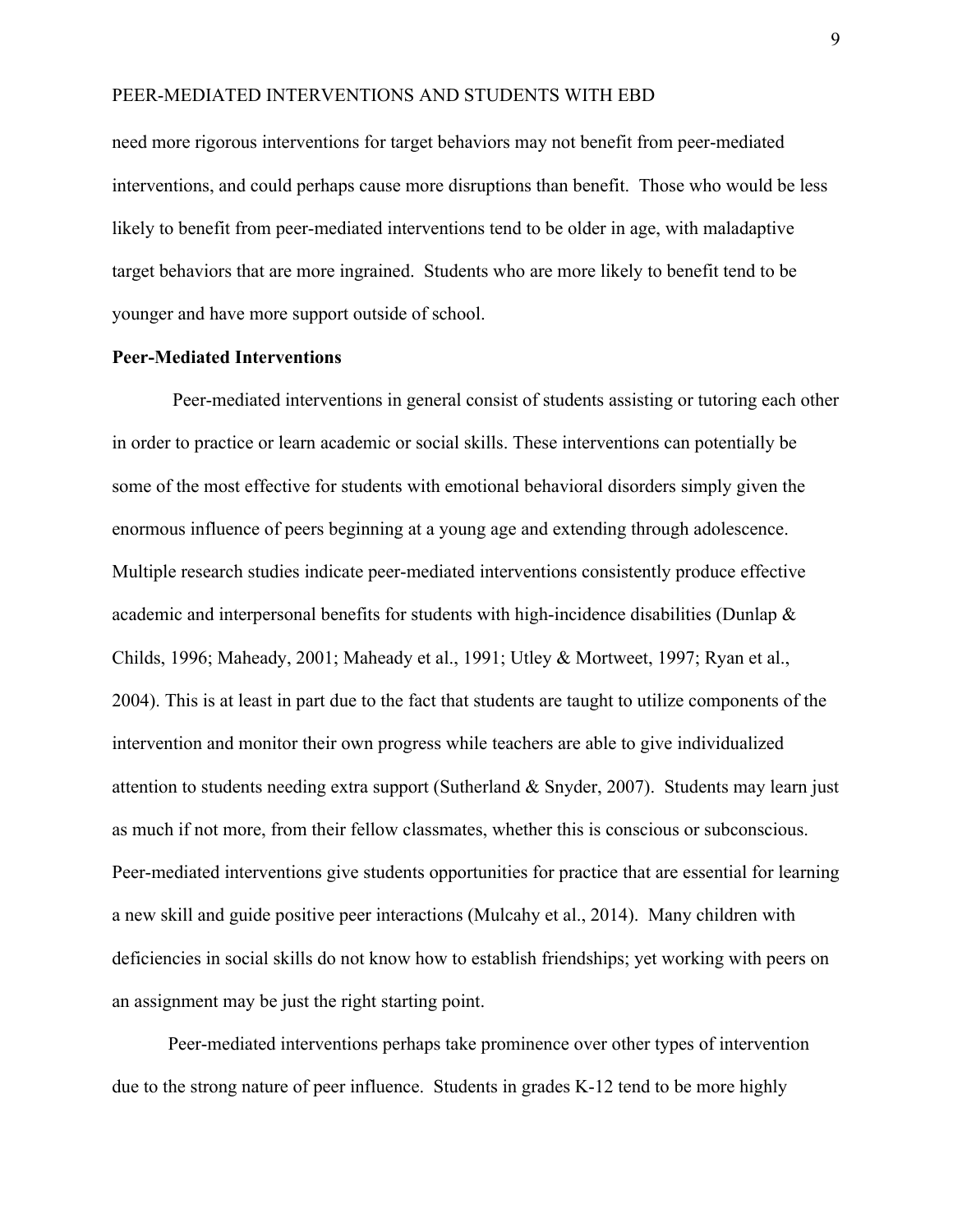need more rigorous interventions for target behaviors may not benefit from peer-mediated interventions, and could perhaps cause more disruptions than benefit. Those who would be less likely to benefit from peer-mediated interventions tend to be older in age, with maladaptive target behaviors that are more ingrained. Students who are more likely to benefit tend to be younger and have more support outside of school.

**Peer-Mediated Interventions**

Peer-mediated interventions in general consist of students assisting or tutoring each other in order to practice or learn academic or social skills. These interventions can potentially be some of the most effective for students with emotional behavioral disorders simply given the enormous influence of peers beginning at a young age and extending through adolescence. Multiple research studies indicate peer-mediated interventions consistently produce effective academic and interpersonal benefits for students with high-incidence disabilities (Dunlap & Childs, 1996; Maheady, 2001; Maheady et al., 1991; Utley & Mortweet, 1997; Ryan et al., 2004). This is at least in part due to the fact that students are taught to utilize components of the intervention and monitor their own progress while teachers are able to give individualized attention to students needing extra support (Sutherland & Snyder, 2007). Students may learn just as much if not more, from their fellow classmates, whether this is conscious or subconscious. Peer-mediated interventions give students opportunities for practice that are essential for learning a new skill and guide positive peer interactions (Mulcahy et al., 2014). Many children with deficiencies in social skills do not know how to establish friendships; yet working with peers on an assignment may be just the right starting point.

Peer-mediated interventions perhaps take prominence over other types of intervention due to the strong nature of peer influence. Students in grades K-12 tend to be more highly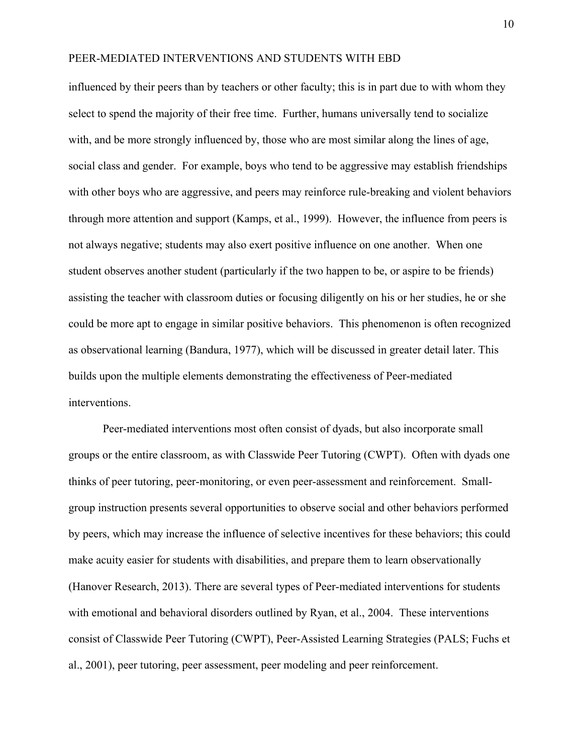influenced by their peers than by teachers or other faculty; this is in part due to with whom they select to spend the majority of their free time. Further, humans universally tend to socialize with, and be more strongly influenced by, those who are most similar along the lines of age, social class and gender. For example, boys who tend to be aggressive may establish friendships with other boys who are aggressive, and peers may reinforce rule-breaking and violent behaviors through more attention and support (Kamps, et al., 1999). However, the influence from peers is not always negative; students may also exert positive influence on one another. When one student observes another student (particularly if the two happen to be, or aspire to be friends) assisting the teacher with classroom duties or focusing diligently on his or her studies, he or she could be more apt to engage in similar positive behaviors. This phenomenon is often recognized as observational learning (Bandura, 1977), which will be discussed in greater detail later. This builds upon the multiple elements demonstrating the effectiveness of Peer-mediated interventions.

Peer-mediated interventions most often consist of dyads, but also incorporate small groups or the entire classroom, as with Classwide Peer Tutoring (CWPT). Often with dyads one thinks of peer tutoring, peer-monitoring, or even peer-assessment and reinforcement. Small-group instruction presents several opportunities to observe social and other behaviors performed by peers, which may increase the influence of selective incentives for these behaviors; this could make acuity easier for students with disabilities, and prepare them to learn observationally (Hanover Research, 2013). There are several types of Peer-mediated interventions for students with emotional and behavioral disorders outlined by Ryan, et al., 2004. These interventions consist of Classwide Peer Tutoring (CWPT), Peer-Assisted Learning Strategies (PALS; Fuchs et al., 2001), peer tutoring, peer assessment, peer modeling and peer reinforcement.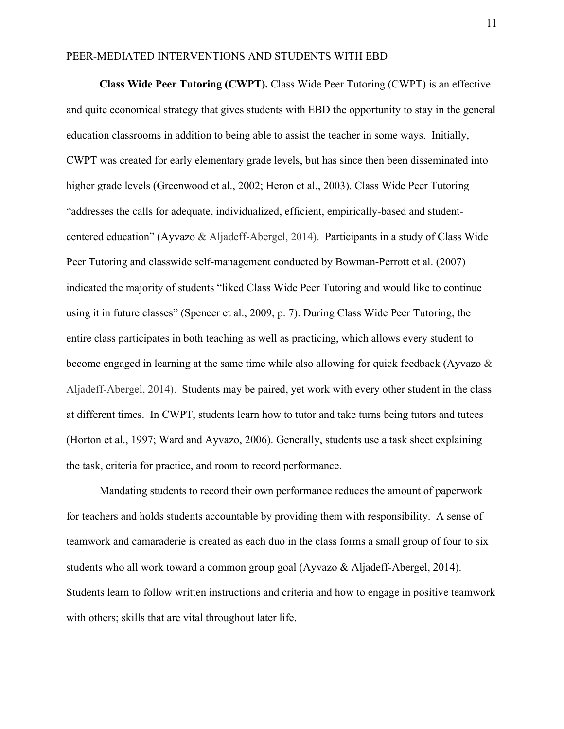**Class Wide Peer Tutoring (CWPT).** Class Wide Peer Tutoring (CWPT) is an effective and quite economical strategy that gives students with EBD the opportunity to stay in the general education classrooms in addition to being able to assist the teacher in some ways. Initially, CWPT was created for early elementary grade levels, but has since then been disseminated into higher grade levels (Greenwood et al., 2002; Heron et al., 2003). Class Wide Peer Tutoring "addresses the calls for adequate, individualized, efficient, empirically-based and student-centered education" (Ayvazo & Aljadeff-Abergel, 2014). Participants in a study of Class Wide Peer Tutoring and classwide self-management conducted by Bowman-Perrott et al. (2007) indicated the majority of students "liked Class Wide Peer Tutoring and would like to continue using it in future classes" (Spencer et al., 2009, p. 7). During Class Wide Peer Tutoring, the entire class participates in both teaching as well as practicing, which allows every student to become engaged in learning at the same time while also allowing for quick feedback (Ayvazo & Aljadeff-Abergel, 2014). Students may be paired, yet work with every other student in the class at different times. In CWPT, students learn how to tutor and take turns being tutors and tutees (Horton et al., 1997; Ward and Ayvazo, 2006). Generally, students use a task sheet explaining the task, criteria for practice, and room to record performance.

Mandating students to record their own performance reduces the amount of paperwork for teachers and holds students accountable by providing them with responsibility. A sense of teamwork and camaraderie is created as each duo in the class forms a small group of four to six students who all work toward a common group goal (Ayvazo & Aljadeff-Abergel, 2014). Students learn to follow written instructions and criteria and how to engage in positive teamwork with others; skills that are vital throughout later life.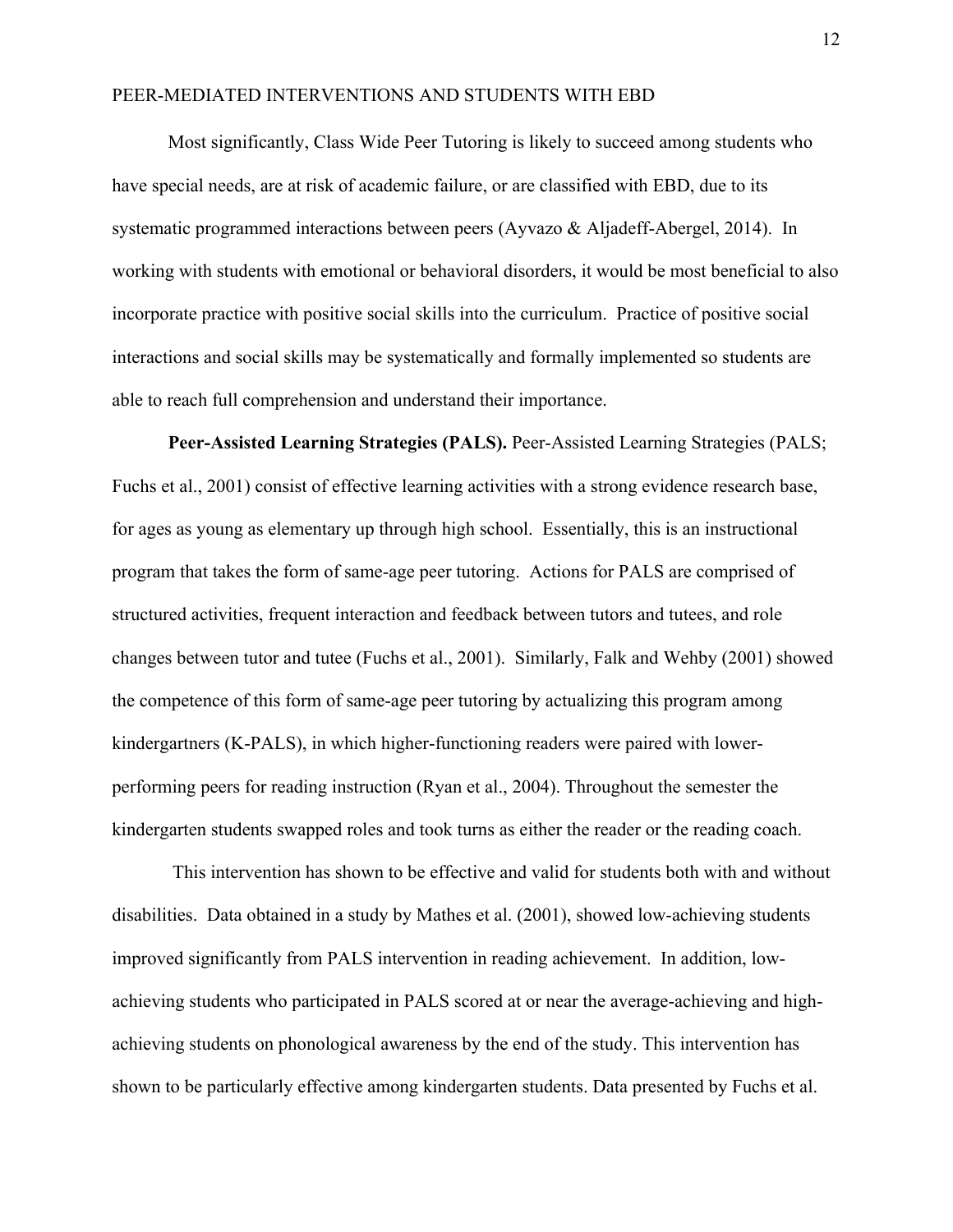Most significantly, Class Wide Peer Tutoring is likely to succeed among students who have special needs, are at risk of academic failure, or are classified with EBD, due to its systematic programmed interactions between peers (Ayvazo & Aljadeff-Abergel, 2014). In working with students with emotional or behavioral disorders, it would be most beneficial to also incorporate practice with positive social skills into the curriculum. Practice of positive social interactions and social skills may be systematically and formally implemented so students are able to reach full comprehension and understand their importance.

**Peer-Assisted Learning Strategies (PALS).** Peer-Assisted Learning Strategies (PALS; Fuchs et al., 2001) consist of effective learning activities with a strong evidence research base, for ages as young as elementary up through high school. Essentially, this is an instructional program that takes the form of same-age peer tutoring. Actions for PALS are comprised of structured activities, frequent interaction and feedback between tutors and tutees, and role changes between tutor and tutee (Fuchs et al., 2001). Similarly, Falk and Wehby (2001) showed the competence of this form of same-age peer tutoring by actualizing this program among kindergartners (K-PALS), in which higher-functioning readers were paired with lower-performing peers for reading instruction (Ryan et al., 2004). Throughout the semester the kindergarten students swapped roles and took turns as either the reader or the reading coach.

This intervention has shown to be effective and valid for students both with and without disabilities. Data obtained in a study by Mathes et al. (2001), showed low-achieving students improved significantly from PALS intervention in reading achievement. In addition, low-achieving students who participated in PALS scored at or near the average-achieving and high-achieving students on phonological awareness by the end of the study. This intervention has shown to be particularly effective among kindergarten students. Data presented by Fuchs et al.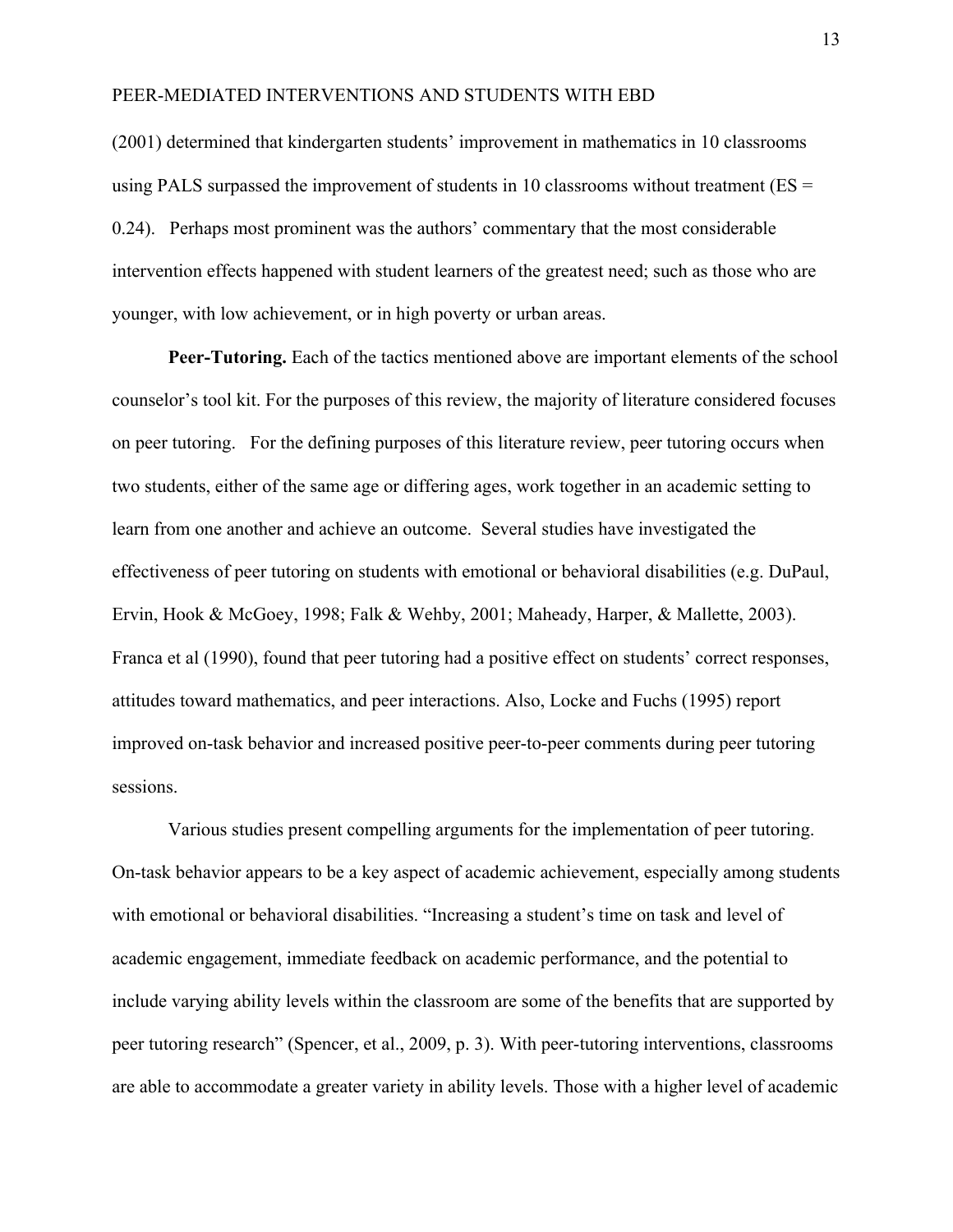(2001) determined that kindergarten students' improvement in mathematics in 10 classrooms using PALS surpassed the improvement of students in 10 classrooms without treatment (ES = 0.24). Perhaps most prominent was the authors' commentary that the most considerable intervention effects happened with student learners of the greatest need; such as those who are younger, with low achievement, or in high poverty or urban areas.

**Peer-Tutoring.** Each of the tactics mentioned above are important elements of the school counselor's tool kit. For the purposes of this review, the majority of literature considered focuses on peer tutoring. For the defining purposes of this literature review, peer tutoring occurs when two students, either of the same age or differing ages, work together in an academic setting to learn from one another and achieve an outcome. Several studies have investigated the effectiveness of peer tutoring on students with emotional or behavioral disabilities (e.g. DuPaul, Ervin, Hook & McGoey, 1998; Falk & Wehby, 2001; Maheady, Harper, & Mallette, 2003). Franca et al (1990), found that peer tutoring had a positive effect on students' correct responses, attitudes toward mathematics, and peer interactions. Also, Locke and Fuchs (1995) report improved on-task behavior and increased positive peer-to-peer comments during peer tutoring sessions.

Various studies present compelling arguments for the implementation of peer tutoring. On-task behavior appears to be a key aspect of academic achievement, especially among students with emotional or behavioral disabilities. "Increasing a student's time on task and level of academic engagement, immediate feedback on academic performance, and the potential to include varying ability levels within the classroom are some of the benefits that are supported by peer tutoring research" (Spencer, et al., 2009, p. 3). With peer-tutoring interventions, classrooms are able to accommodate a greater variety in ability levels. Those with a higher level of academic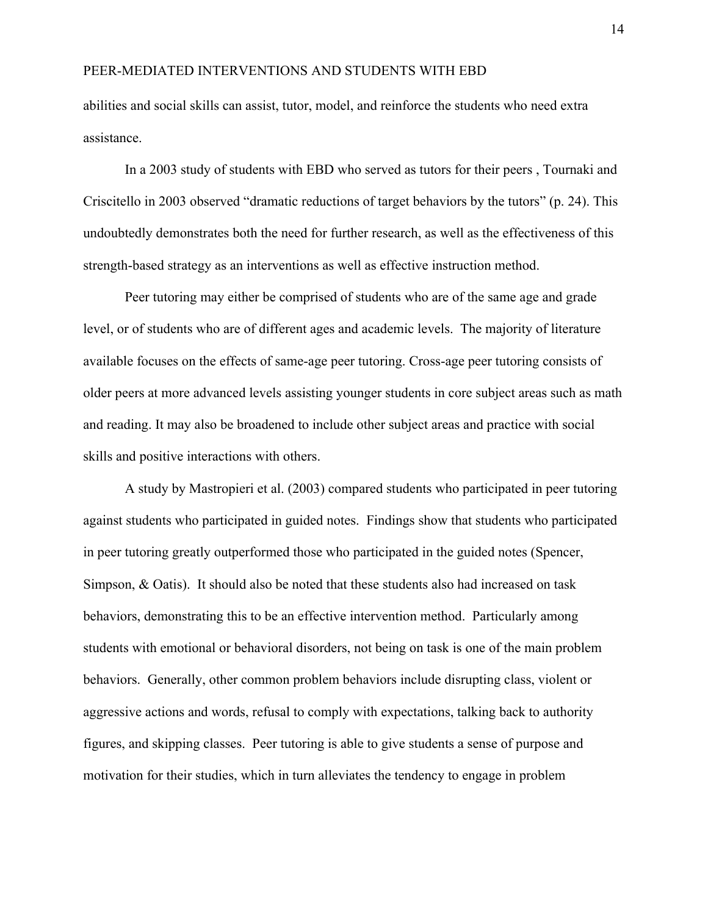abilities and social skills can assist, tutor, model, and reinforce the students who need extra assistance.

In a 2003 study of students with EBD who served as tutors for their peers , Tournaki and Criscitello in 2003 observed “dramatic reductions of target behaviors by the tutors” (p. 24). This undoubtedly demonstrates both the need for further research, as well as the effectiveness of this strength-based strategy as an interventions as well as effective instruction method.

Peer tutoring may either be comprised of students who are of the same age and grade level, or of students who are of different ages and academic levels. The majority of literature available focuses on the effects of same-age peer tutoring. Cross-age peer tutoring consists of older peers at more advanced levels assisting younger students in core subject areas such as math and reading. It may also be broadened to include other subject areas and practice with social skills and positive interactions with others.

A study by Mastropieri et al. (2003) compared students who participated in peer tutoring against students who participated in guided notes. Findings show that students who participated in peer tutoring greatly outperformed those who participated in the guided notes (Spencer, Simpson, & Oatis). It should also be noted that these students also had increased on task behaviors, demonstrating this to be an effective intervention method. Particularly among students with emotional or behavioral disorders, not being on task is one of the main problem behaviors. Generally, other common problem behaviors include disrupting class, violent or aggressive actions and words, refusal to comply with expectations, talking back to authority figures, and skipping classes. Peer tutoring is able to give students a sense of purpose and motivation for their studies, which in turn alleviates the tendency to engage in problem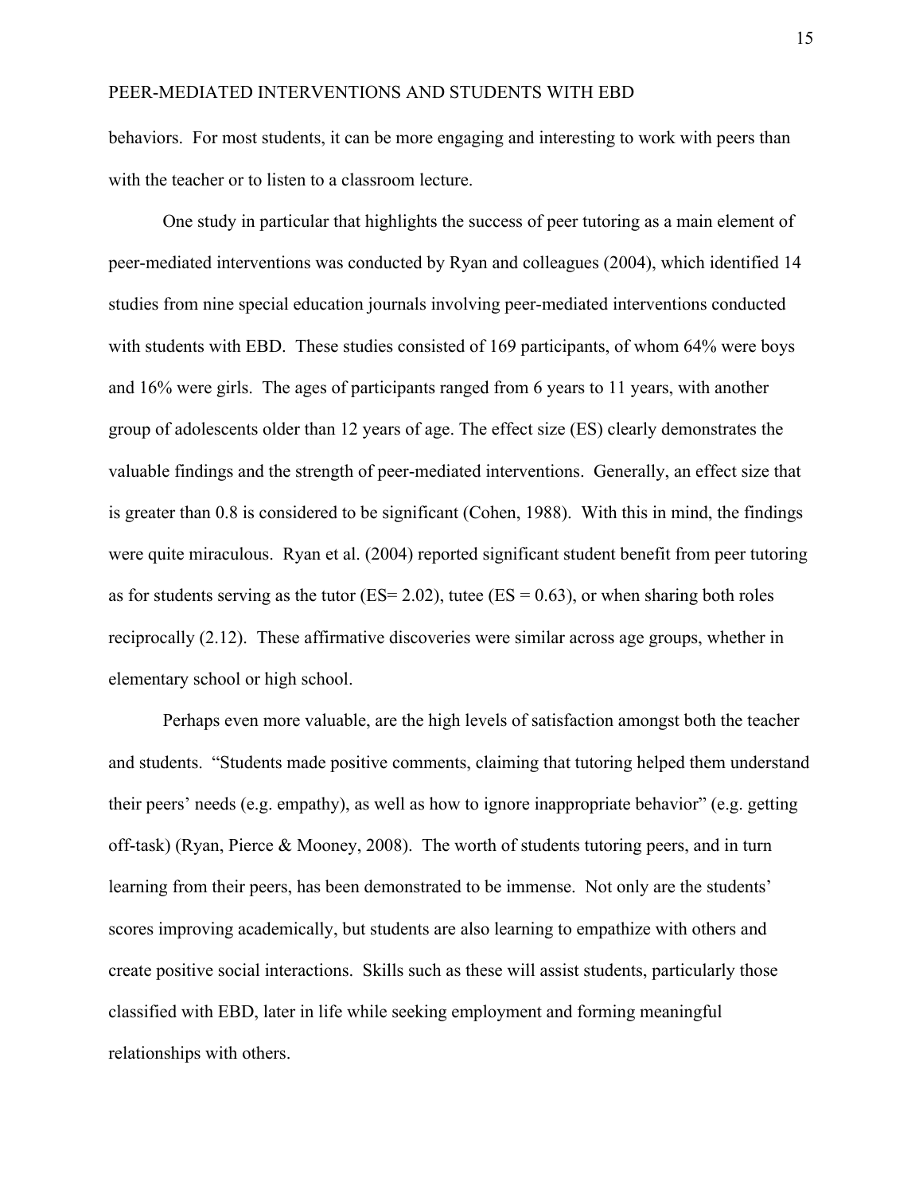behaviors. For most students, it can be more engaging and interesting to work with peers than with the teacher or to listen to a classroom lecture.

One study in particular that highlights the success of peer tutoring as a main element of peer-mediated interventions was conducted by Ryan and colleagues (2004), which identified 14 studies from nine special education journals involving peer-mediated interventions conducted with students with EBD. These studies consisted of 169 participants, of whom 64% were boys and 16% were girls. The ages of participants ranged from 6 years to 11 years, with another group of adolescents older than 12 years of age. The effect size (ES) clearly demonstrates the valuable findings and the strength of peer-mediated interventions. Generally, an effect size that is greater than 0.8 is considered to be significant (Cohen, 1988). With this in mind, the findings were quite miraculous. Ryan et al. (2004) reported significant student benefit from peer tutoring as for students serving as the tutor (ES= 2.02), tutee (ES = 0.63), or when sharing both roles reciprocally (2.12). These affirmative discoveries were similar across age groups, whether in elementary school or high school.

Perhaps even more valuable, are the high levels of satisfaction amongst both the teacher and students. "Students made positive comments, claiming that tutoring helped them understand their peers' needs (e.g. empathy), as well as how to ignore inappropriate behavior" (e.g. getting off-task) (Ryan, Pierce & Mooney, 2008). The worth of students tutoring peers, and in turn learning from their peers, has been demonstrated to be immense. Not only are the students' scores improving academically, but students are also learning to empathize with others and create positive social interactions. Skills such as these will assist students, particularly those classified with EBD, later in life while seeking employment and forming meaningful relationships with others.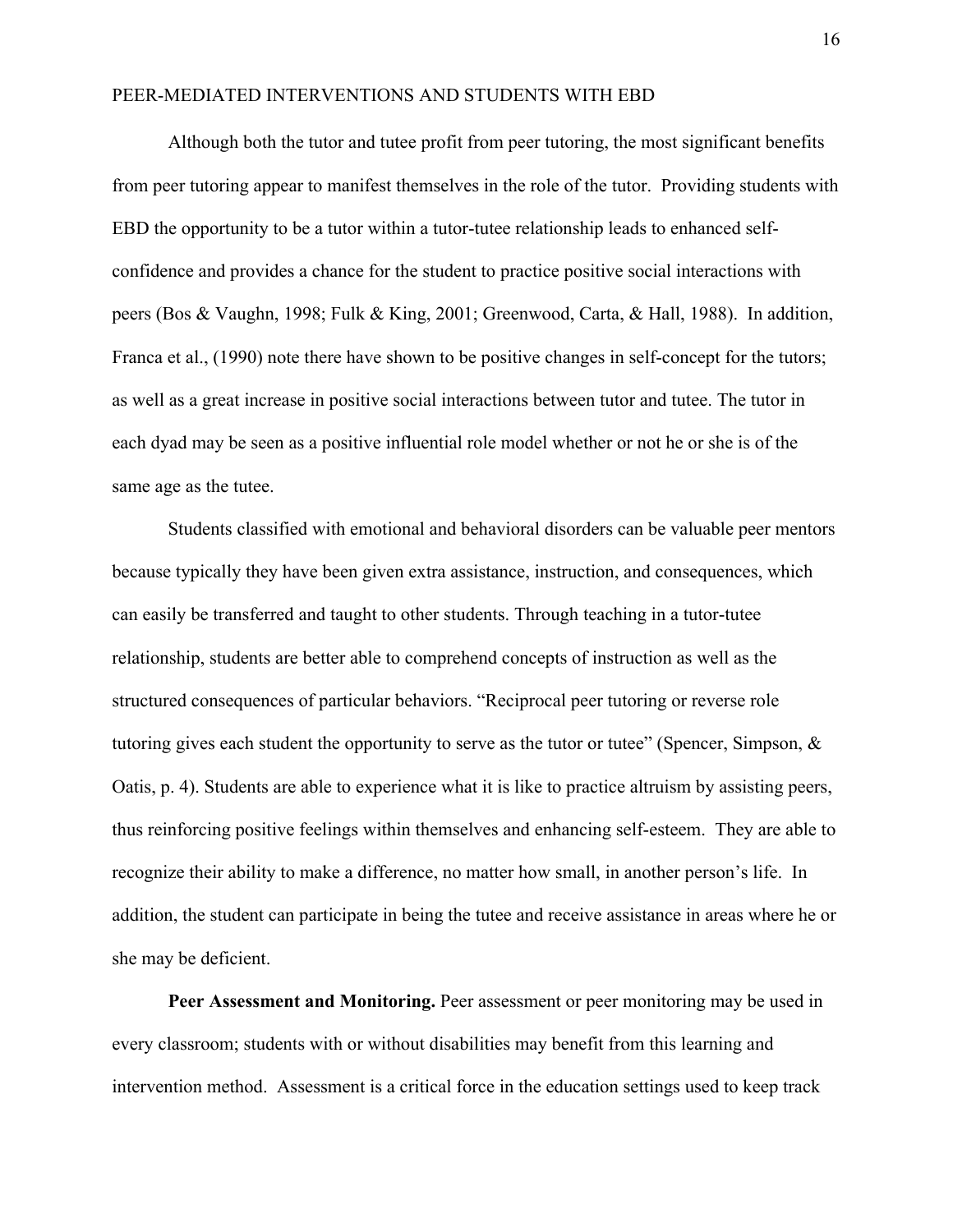Although both the tutor and tutee profit from peer tutoring, the most significant benefits from peer tutoring appear to manifest themselves in the role of the tutor. Providing students with EBD the opportunity to be a tutor within a tutor-tutee relationship leads to enhanced self-confidence and provides a chance for the student to practice positive social interactions with peers (Bos & Vaughn, 1998; Fulk & King, 2001; Greenwood, Carta, & Hall, 1988). In addition, Franca et al., (1990) note there have shown to be positive changes in self-concept for the tutors; as well as a great increase in positive social interactions between tutor and tutee. The tutor in each dyad may be seen as a positive influential role model whether or not he or she is of the same age as the tutee.

Students classified with emotional and behavioral disorders can be valuable peer mentors because typically they have been given extra assistance, instruction, and consequences, which can easily be transferred and taught to other students. Through teaching in a tutor-tutee relationship, students are better able to comprehend concepts of instruction as well as the structured consequences of particular behaviors. "Reciprocal peer tutoring or reverse role tutoring gives each student the opportunity to serve as the tutor or tutee" (Spencer, Simpson, & Oatis, p. 4). Students are able to experience what it is like to practice altruism by assisting peers, thus reinforcing positive feelings within themselves and enhancing self-esteem. They are able to recognize their ability to make a difference, no matter how small, in another person's life. In addition, the student can participate in being the tutee and receive assistance in areas where he or she may be deficient.

**Peer Assessment and Monitoring.** Peer assessment or peer monitoring may be used in every classroom; students with or without disabilities may benefit from this learning and intervention method. Assessment is a critical force in the education settings used to keep track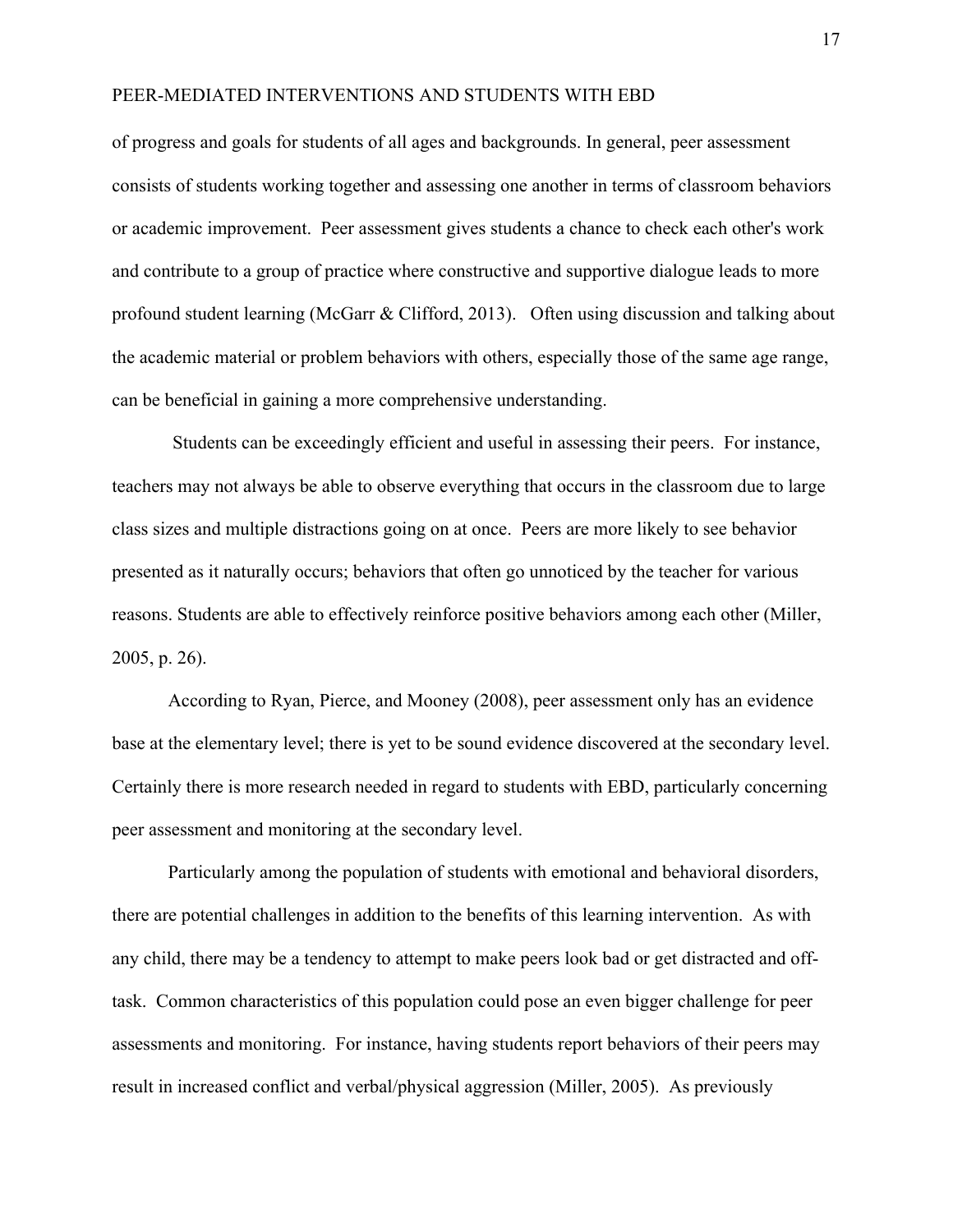of progress and goals for students of all ages and backgrounds. In general, peer assessment consists of students working together and assessing one another in terms of classroom behaviors or academic improvement. Peer assessment gives students a chance to check each other's work and contribute to a group of practice where constructive and supportive dialogue leads to more profound student learning (McGarr & Clifford, 2013). Often using discussion and talking about the academic material or problem behaviors with others, especially those of the same age range, can be beneficial in gaining a more comprehensive understanding.

Students can be exceedingly efficient and useful in assessing their peers. For instance, teachers may not always be able to observe everything that occurs in the classroom due to large class sizes and multiple distractions going on at once. Peers are more likely to see behavior presented as it naturally occurs; behaviors that often go unnoticed by the teacher for various reasons. Students are able to effectively reinforce positive behaviors among each other (Miller, 2005, p. 26).

According to Ryan, Pierce, and Mooney (2008), peer assessment only has an evidence base at the elementary level; there is yet to be sound evidence discovered at the secondary level. Certainly there is more research needed in regard to students with EBD, particularly concerning peer assessment and monitoring at the secondary level.

Particularly among the population of students with emotional and behavioral disorders, there are potential challenges in addition to the benefits of this learning intervention. As with any child, there may be a tendency to attempt to make peers look bad or get distracted and off-task. Common characteristics of this population could pose an even bigger challenge for peer assessments and monitoring. For instance, having students report behaviors of their peers may result in increased conflict and verbal/physical aggression (Miller, 2005). As previously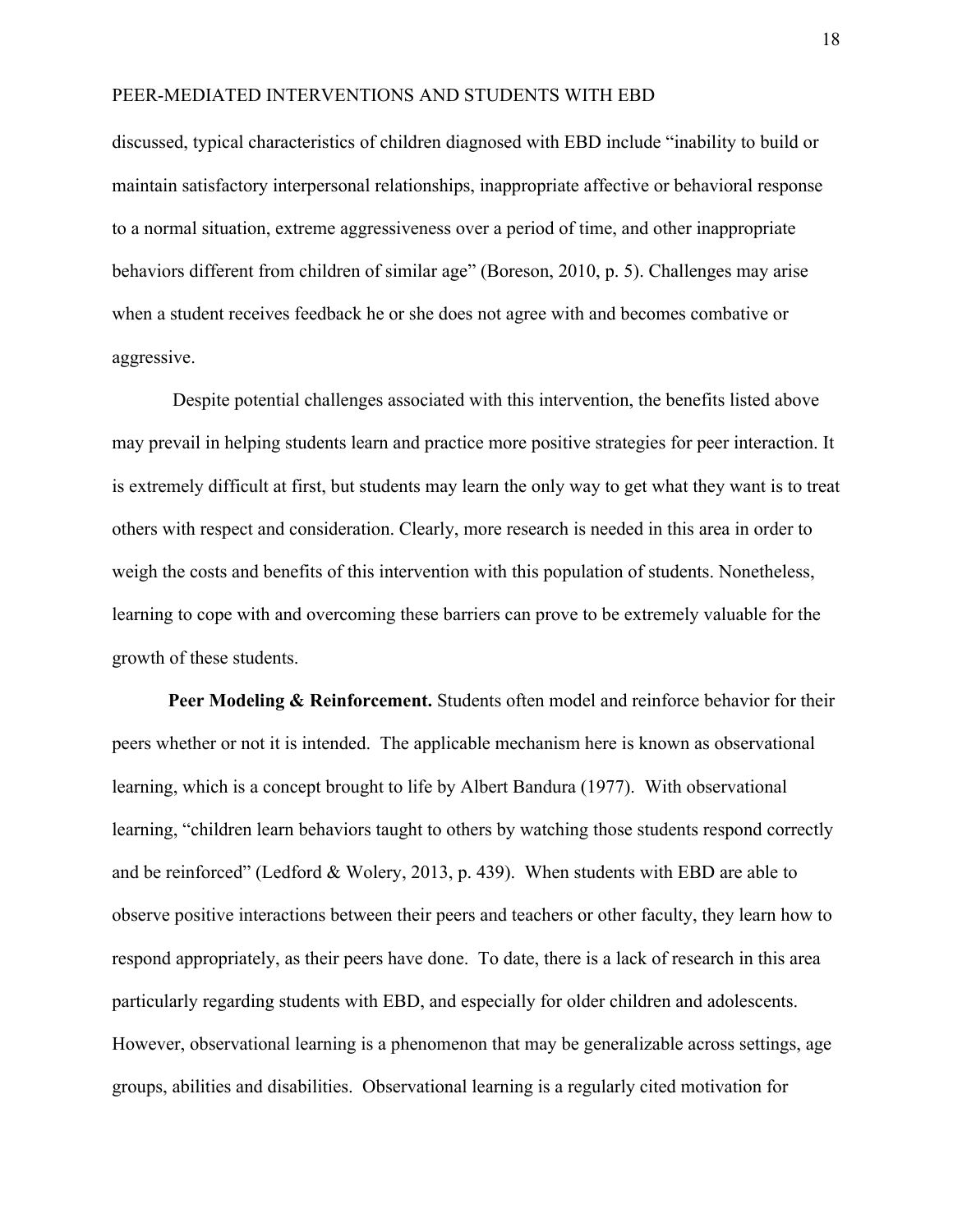discussed, typical characteristics of children diagnosed with EBD include "inability to build or maintain satisfactory interpersonal relationships, inappropriate affective or behavioral response to a normal situation, extreme aggressiveness over a period of time, and other inappropriate behaviors different from children of similar age" (Boreson, 2010, p. 5). Challenges may arise when a student receives feedback he or she does not agree with and becomes combative or aggressive.

Despite potential challenges associated with this intervention, the benefits listed above may prevail in helping students learn and practice more positive strategies for peer interaction. It is extremely difficult at first, but students may learn the only way to get what they want is to treat others with respect and consideration. Clearly, more research is needed in this area in order to weigh the costs and benefits of this intervention with this population of students. Nonetheless, learning to cope with and overcoming these barriers can prove to be extremely valuable for the growth of these students.

**Peer Modeling & Reinforcement.** Students often model and reinforce behavior for their peers whether or not it is intended. The applicable mechanism here is known as observational learning, which is a concept brought to life by Albert Bandura (1977). With observational learning, "children learn behaviors taught to others by watching those students respond correctly and be reinforced" (Ledford & Wolery, 2013, p. 439). When students with EBD are able to observe positive interactions between their peers and teachers or other faculty, they learn how to respond appropriately, as their peers have done. To date, there is a lack of research in this area particularly regarding students with EBD, and especially for older children and adolescents. However, observational learning is a phenomenon that may be generalizable across settings, age groups, abilities and disabilities. Observational learning is a regularly cited motivation for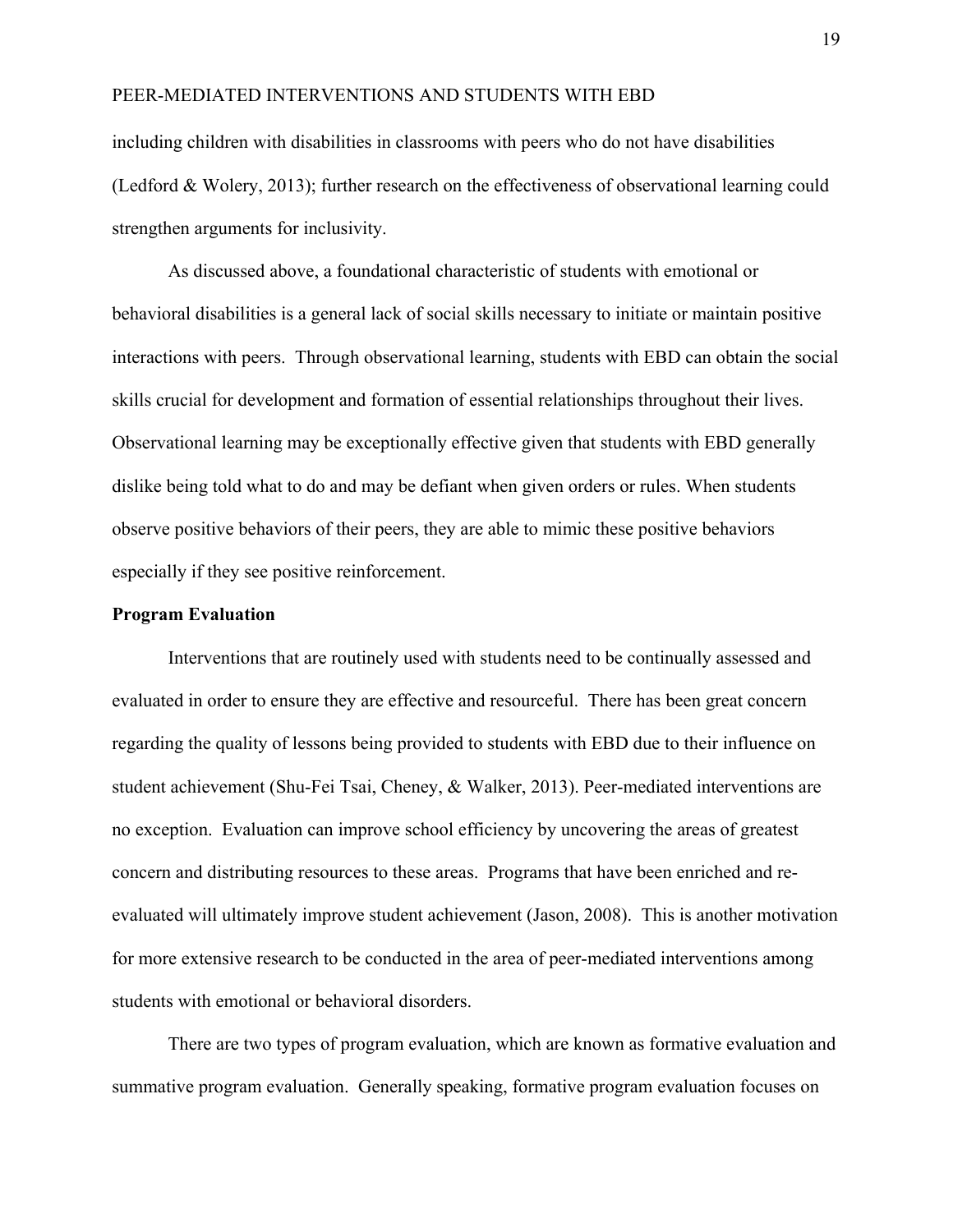including children with disabilities in classrooms with peers who do not have disabilities (Ledford & Wolery, 2013); further research on the effectiveness of observational learning could strengthen arguments for inclusivity.

As discussed above, a foundational characteristic of students with emotional or behavioral disabilities is a general lack of social skills necessary to initiate or maintain positive interactions with peers. Through observational learning, students with EBD can obtain the social skills crucial for development and formation of essential relationships throughout their lives. Observational learning may be exceptionally effective given that students with EBD generally dislike being told what to do and may be defiant when given orders or rules. When students observe positive behaviors of their peers, they are able to mimic these positive behaviors especially if they see positive reinforcement.

**Program Evaluation**

Interventions that are routinely used with students need to be continually assessed and evaluated in order to ensure they are effective and resourceful. There has been great concern regarding the quality of lessons being provided to students with EBD due to their influence on student achievement (Shu-Fei Tsai, Cheney, & Walker, 2013). Peer-mediated interventions are no exception. Evaluation can improve school efficiency by uncovering the areas of greatest concern and distributing resources to these areas. Programs that have been enriched and re-evaluated will ultimately improve student achievement (Jason, 2008). This is another motivation for more extensive research to be conducted in the area of peer-mediated interventions among students with emotional or behavioral disorders.

There are two types of program evaluation, which are known as formative evaluation and summative program evaluation. Generally speaking, formative program evaluation focuses on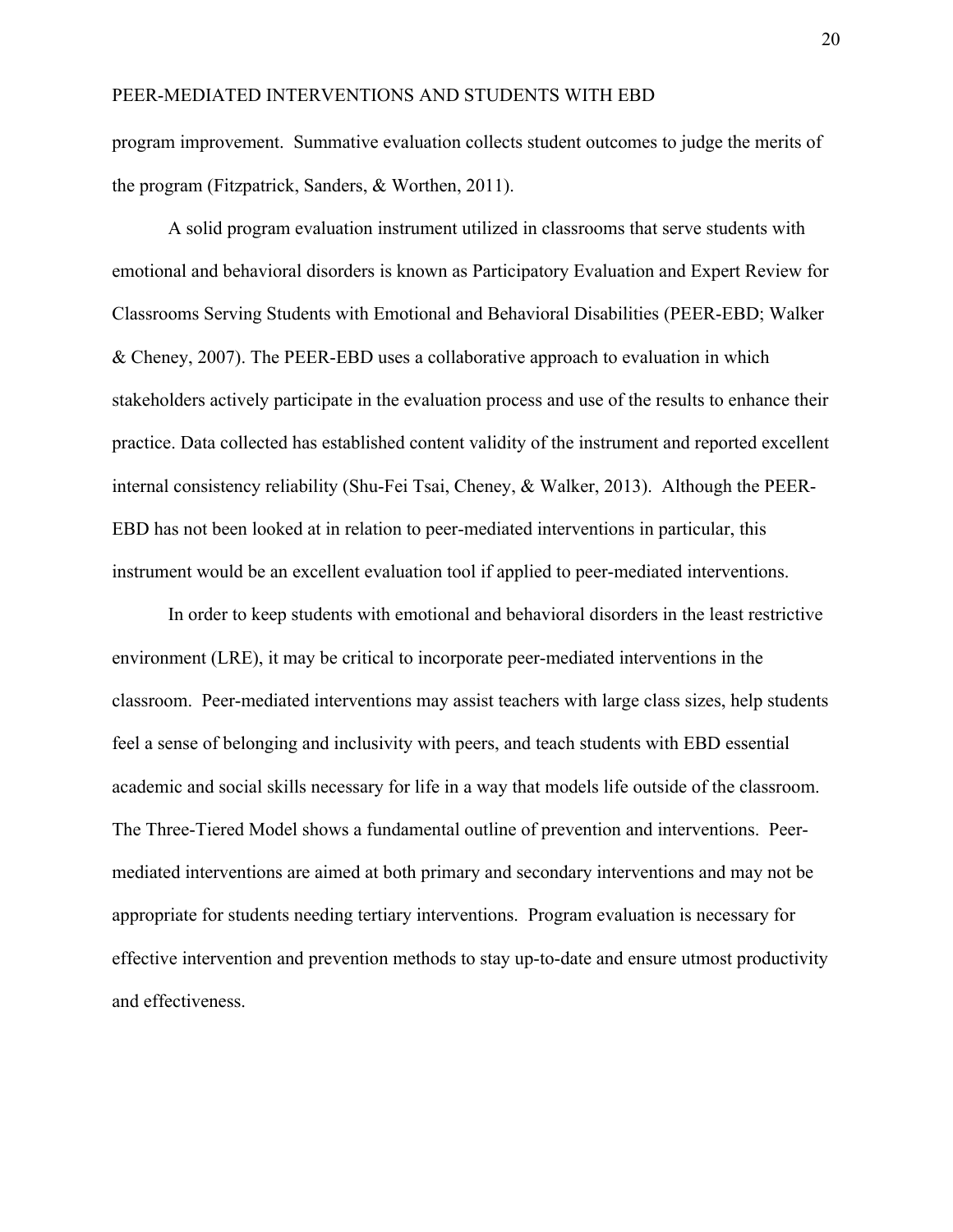program improvement. Summative evaluation collects student outcomes to judge the merits of the program (Fitzpatrick, Sanders, & Worthen, 2011).

A solid program evaluation instrument utilized in classrooms that serve students with emotional and behavioral disorders is known as Participatory Evaluation and Expert Review for Classrooms Serving Students with Emotional and Behavioral Disabilities (PEER-EBD; Walker & Cheney, 2007). The PEER-EBD uses a collaborative approach to evaluation in which stakeholders actively participate in the evaluation process and use of the results to enhance their practice. Data collected has established content validity of the instrument and reported excellent internal consistency reliability (Shu-Fei Tsai, Cheney, & Walker, 2013). Although the PEER-EBD has not been looked at in relation to peer-mediated interventions in particular, this instrument would be an excellent evaluation tool if applied to peer-mediated interventions.

In order to keep students with emotional and behavioral disorders in the least restrictive environment (LRE), it may be critical to incorporate peer-mediated interventions in the classroom. Peer-mediated interventions may assist teachers with large class sizes, help students feel a sense of belonging and inclusivity with peers, and teach students with EBD essential academic and social skills necessary for life in a way that models life outside of the classroom. The Three-Tiered Model shows a fundamental outline of prevention and interventions. Peer-mediated interventions are aimed at both primary and secondary interventions and may not be appropriate for students needing tertiary interventions. Program evaluation is necessary for effective intervention and prevention methods to stay up-to-date and ensure utmost productivity and effectiveness.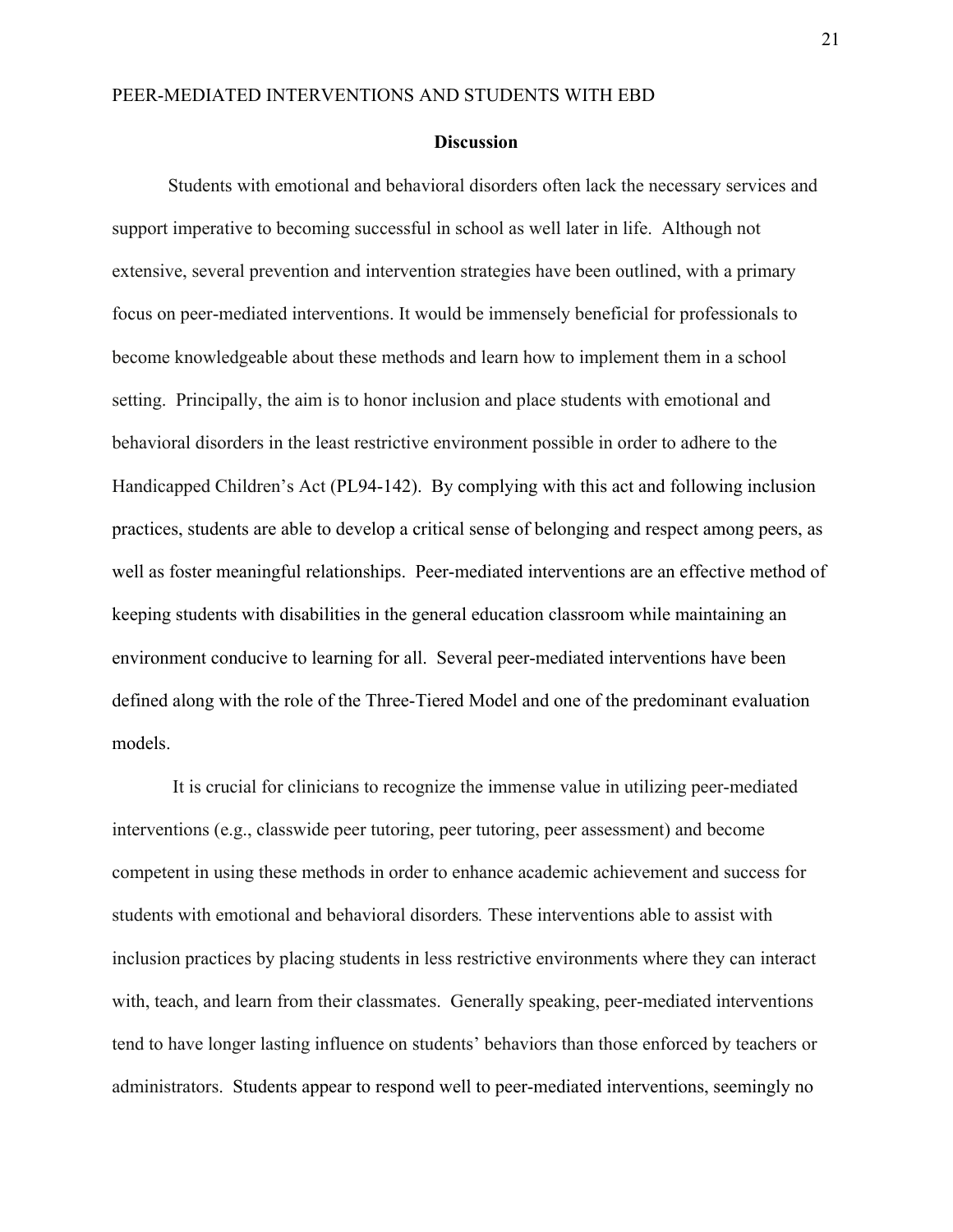## Discussion

Students with emotional and behavioral disorders often lack the necessary services and support imperative to becoming successful in school as well later in life. Although not extensive, several prevention and intervention strategies have been outlined, with a primary focus on peer-mediated interventions. It would be immensely beneficial for professionals to become knowledgeable about these methods and learn how to implement them in a school setting. Principally, the aim is to honor inclusion and place students with emotional and behavioral disorders in the least restrictive environment possible in order to adhere to the Handicapped Children's Act (PL94-142). By complying with this act and following inclusion practices, students are able to develop a critical sense of belonging and respect among peers, as well as foster meaningful relationships. Peer-mediated interventions are an effective method of keeping students with disabilities in the general education classroom while maintaining an environment conducive to learning for all. Several peer-mediated interventions have been defined along with the role of the Three-Tiered Model and one of the predominant evaluation models.

It is crucial for clinicians to recognize the immense value in utilizing peer-mediated interventions (e.g., classwide peer tutoring, peer tutoring, peer assessment) and become competent in using these methods in order to enhance academic achievement and success for students with emotional and behavioral disorders. These interventions able to assist with inclusion practices by placing students in less restrictive environments where they can interact with, teach, and learn from their classmates. Generally speaking, peer-mediated interventions tend to have longer lasting influence on students' behaviors than those enforced by teachers or administrators. Students appear to respond well to peer-mediated interventions, seemingly no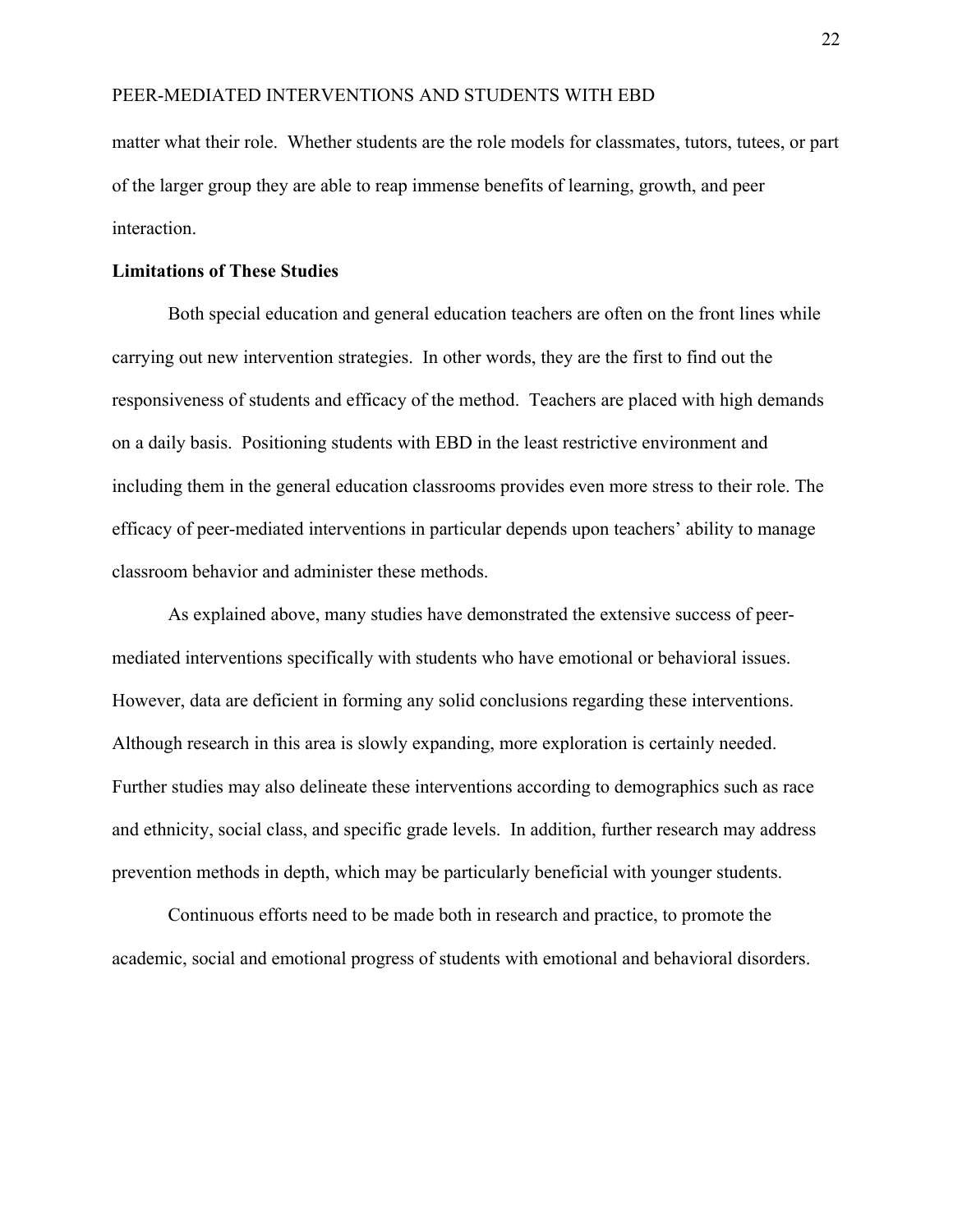matter what their role. Whether students are the role models for classmates, tutors, tutees, or part of the larger group they are able to reap immense benefits of learning, growth, and peer interaction.

**Limitations of These Studies**

Both special education and general education teachers are often on the front lines while carrying out new intervention strategies. In other words, they are the first to find out the responsiveness of students and efficacy of the method. Teachers are placed with high demands on a daily basis. Positioning students with EBD in the least restrictive environment and including them in the general education classrooms provides even more stress to their role. The efficacy of peer-mediated interventions in particular depends upon teachers' ability to manage classroom behavior and administer these methods.

As explained above, many studies have demonstrated the extensive success of peer-mediated interventions specifically with students who have emotional or behavioral issues. However, data are deficient in forming any solid conclusions regarding these interventions. Although research in this area is slowly expanding, more exploration is certainly needed. Further studies may also delineate these interventions according to demographics such as race and ethnicity, social class, and specific grade levels. In addition, further research may address prevention methods in depth, which may be particularly beneficial with younger students.

Continuous efforts need to be made both in research and practice, to promote the academic, social and emotional progress of students with emotional and behavioral disorders.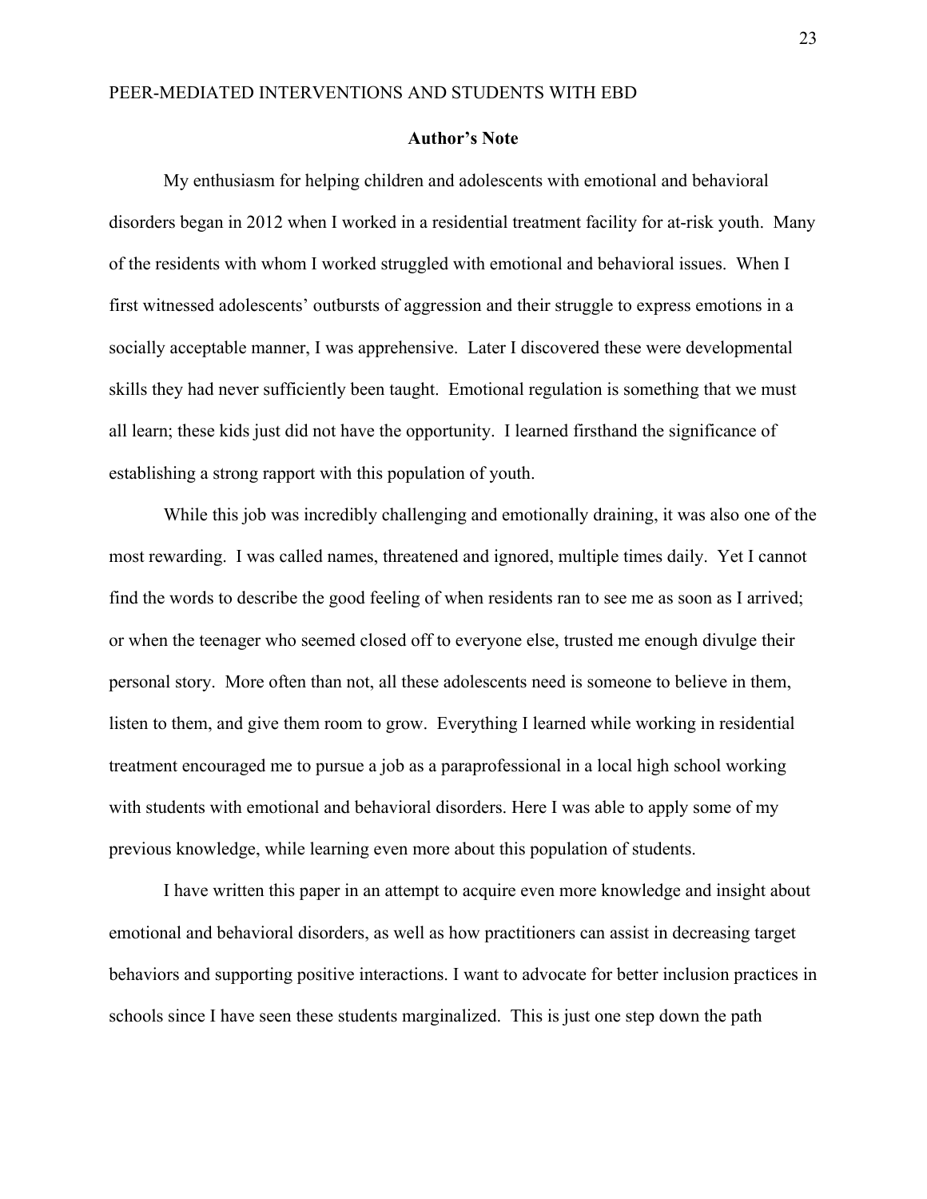## Author's Note

My enthusiasm for helping children and adolescents with emotional and behavioral disorders began in 2012 when I worked in a residential treatment facility for at-risk youth. Many of the residents with whom I worked struggled with emotional and behavioral issues. When I first witnessed adolescents' outbursts of aggression and their struggle to express emotions in a socially acceptable manner, I was apprehensive. Later I discovered these were developmental skills they had never sufficiently been taught. Emotional regulation is something that we must all learn; these kids just did not have the opportunity. I learned firsthand the significance of establishing a strong rapport with this population of youth.

While this job was incredibly challenging and emotionally draining, it was also one of the most rewarding. I was called names, threatened and ignored, multiple times daily. Yet I cannot find the words to describe the good feeling of when residents ran to see me as soon as I arrived; or when the teenager who seemed closed off to everyone else, trusted me enough divulge their personal story. More often than not, all these adolescents need is someone to believe in them, listen to them, and give them room to grow. Everything I learned while working in residential treatment encouraged me to pursue a job as a paraprofessional in a local high school working with students with emotional and behavioral disorders. Here I was able to apply some of my previous knowledge, while learning even more about this population of students.

I have written this paper in an attempt to acquire even more knowledge and insight about emotional and behavioral disorders, as well as how practitioners can assist in decreasing target behaviors and supporting positive interactions. I want to advocate for better inclusion practices in schools since I have seen these students marginalized. This is just one step down the path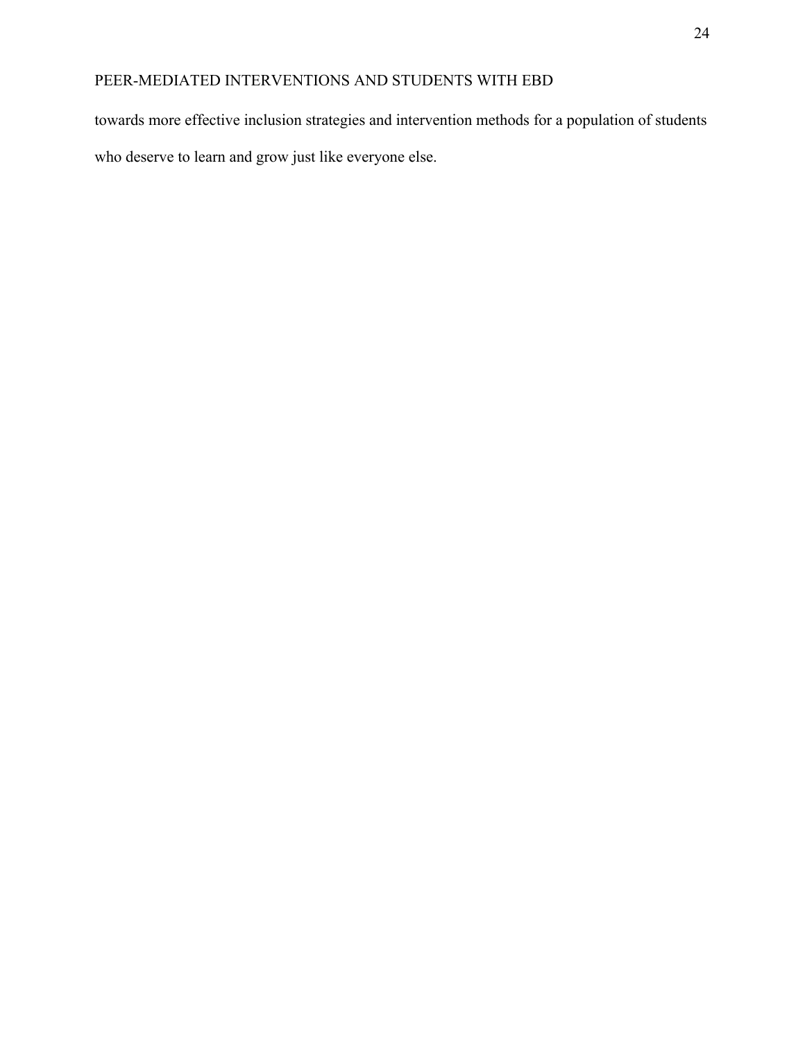towards more effective inclusion strategies and intervention methods for a population of students who deserve to learn and grow just like everyone else.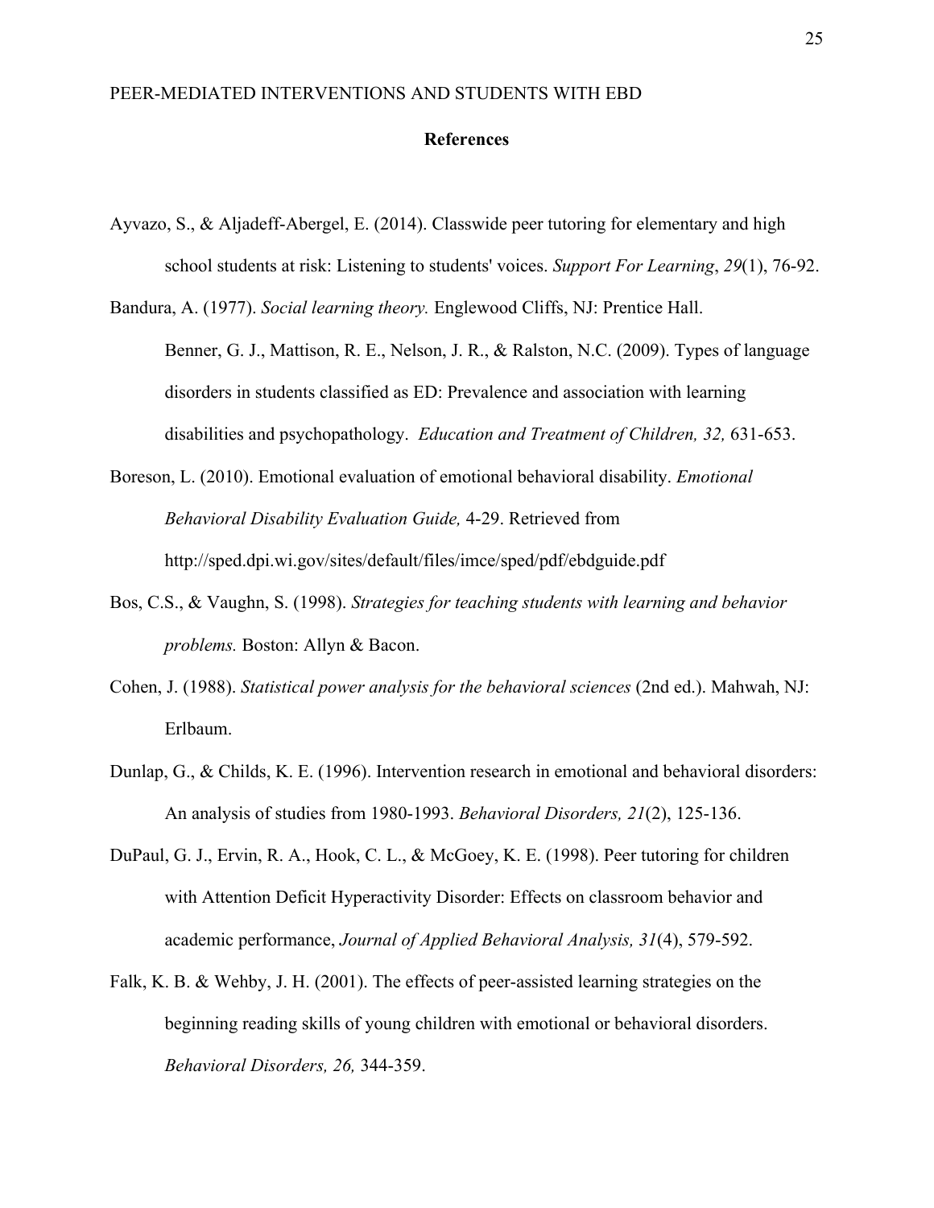## References

Ayvazo, S., & Aljadeff-Abergel, E. (2014). Classwide peer tutoring for elementary and high school students at risk: Listening to students' voices. *Support For Learning*, *29*(1), 76-92.

Bandura, A. (1977). *Social learning theory.* Englewood Cliffs, NJ: Prentice Hall.

Benner, G. J., Mattison, R. E., Nelson, J. R., & Ralston, N.C. (2009). Types of language disorders in students classified as ED: Prevalence and association with learning disabilities and psychopathology. *Education and Treatment of Children, 32,* 631-653.

Boreson, L. (2010). Emotional evaluation of emotional behavioral disability. *Emotional Behavioral Disability Evaluation Guide,* 4-29. Retrieved from http://sped.dpi.wi.gov/sites/default/files/imce/sped/pdf/ebdguide.pdf

Bos, C.S., & Vaughn, S. (1998). *Strategies for teaching students with learning and behavior problems.* Boston: Allyn & Bacon.

Cohen, J. (1988). *Statistical power analysis for the behavioral sciences* (2nd ed.). Mahwah, NJ: Erlbaum.

Dunlap, G., & Childs, K. E. (1996). Intervention research in emotional and behavioral disorders: An analysis of studies from 1980-1993. *Behavioral Disorders, 21*(2), 125-136.

DuPaul, G. J., Ervin, R. A., Hook, C. L., & McGoey, K. E. (1998). Peer tutoring for children with Attention Deficit Hyperactivity Disorder: Effects on classroom behavior and academic performance, *Journal of Applied Behavioral Analysis, 31*(4), 579-592.

Falk, K. B. & Wehby, J. H. (2001). The effects of peer-assisted learning strategies on the beginning reading skills of young children with emotional or behavioral disorders. *Behavioral Disorders, 26,* 344-359.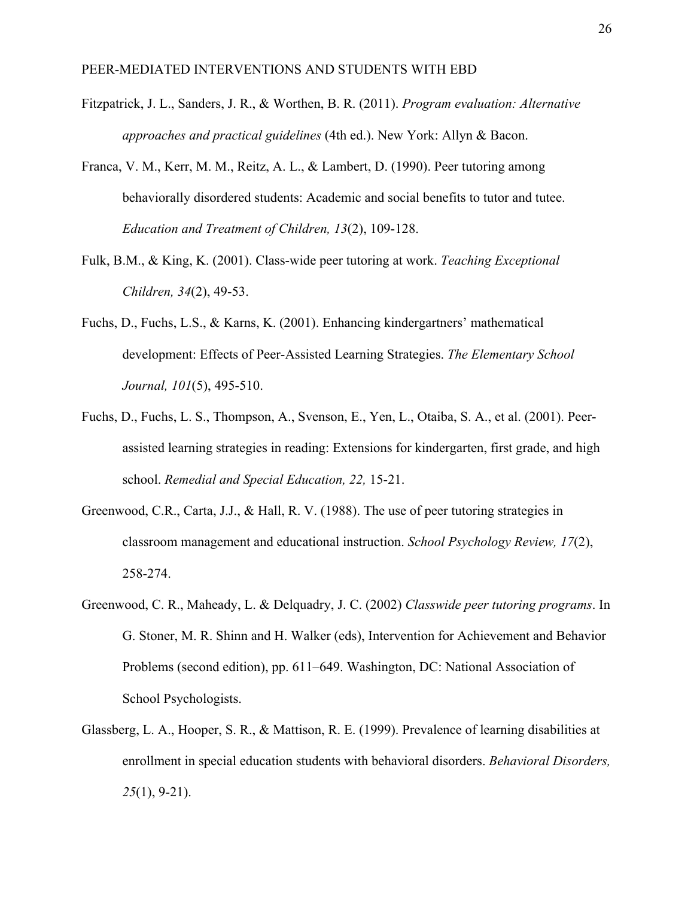Fitzpatrick, J. L., Sanders, J. R., & Worthen, B. R. (2011). *Program evaluation: Alternative approaches and practical guidelines* (4th ed.). New York: Allyn & Bacon.

Franca, V. M., Kerr, M. M., Reitz, A. L., & Lambert, D. (1990). Peer tutoring among behaviorally disordered students: Academic and social benefits to tutor and tutee. *Education and Treatment of Children, 13*(2), 109-128.

Fulk, B.M., & King, K. (2001). Class-wide peer tutoring at work. *Teaching Exceptional Children, 34*(2), 49-53.

Fuchs, D., Fuchs, L.S., & Karns, K. (2001). Enhancing kindergartners' mathematical development: Effects of Peer-Assisted Learning Strategies. *The Elementary School Journal, 101*(5), 495-510.

Fuchs, D., Fuchs, L. S., Thompson, A., Svenson, E., Yen, L., Otaiba, S. A., et al. (2001). Peer-assisted learning strategies in reading: Extensions for kindergarten, first grade, and high school. *Remedial and Special Education, 22,* 15-21.

Greenwood, C.R., Carta, J.J., & Hall, R. V. (1988). The use of peer tutoring strategies in classroom management and educational instruction. *School Psychology Review, 17*(2), 258-274.

Greenwood, C. R., Maheady, L. & Delquadry, J. C. (2002) *Classwide peer tutoring programs*. In G. Stoner, M. R. Shinn and H. Walker (eds), Intervention for Achievement and Behavior Problems (second edition), pp. 611–649. Washington, DC: National Association of School Psychologists.

Glassberg, L. A., Hooper, S. R., & Mattison, R. E. (1999). Prevalence of learning disabilities at enrollment in special education students with behavioral disorders. *Behavioral Disorders, 25*(1), 9-21).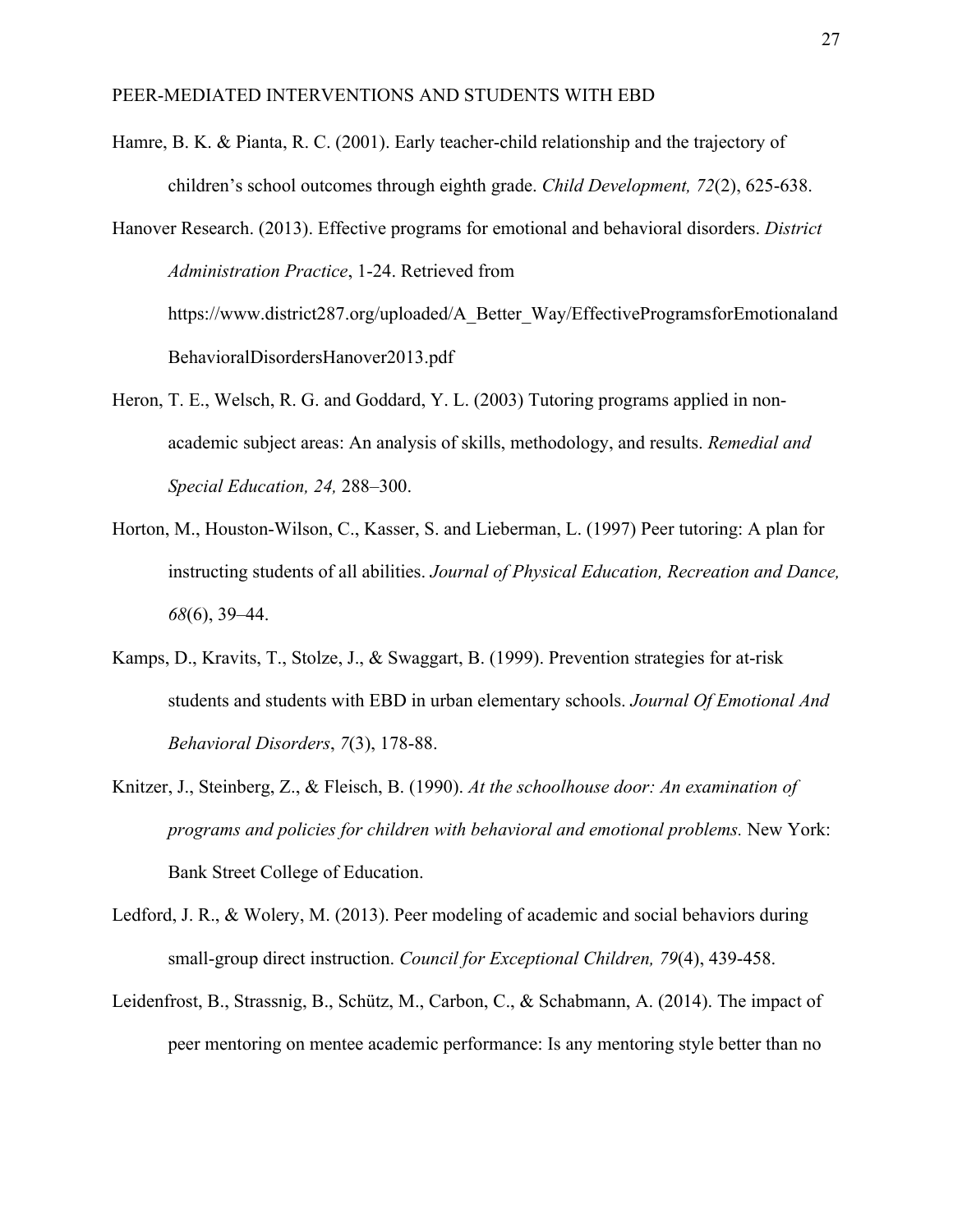Hamre, B. K. & Pianta, R. C. (2001). Early teacher-child relationship and the trajectory of children's school outcomes through eighth grade. *Child Development, 72*(2), 625-638.

Hanover Research. (2013). Effective programs for emotional and behavioral disorders. *District Administration Practice*, 1-24. Retrieved from https://www.district287.org/uploaded/A_Better_Way/EffectiveProgramsforEmotionalandBehavioralDisordersHanover2013.pdf

Heron, T. E., Welsch, R. G. and Goddard, Y. L. (2003) Tutoring programs applied in non-academic subject areas: An analysis of skills, methodology, and results. *Remedial and Special Education, 24,* 288–300.

Horton, M., Houston-Wilson, C., Kasser, S. and Lieberman, L. (1997) Peer tutoring: A plan for instructing students of all abilities. *Journal of Physical Education, Recreation and Dance, 68*(6), 39–44.

Kamps, D., Kravits, T., Stolze, J., & Swaggart, B. (1999). Prevention strategies for at-risk students and students with EBD in urban elementary schools. *Journal Of Emotional And Behavioral Disorders*, *7*(3), 178-88.

Knitzer, J., Steinberg, Z., & Fleisch, B. (1990). *At the schoolhouse door: An examination of programs and policies for children with behavioral and emotional problems.* New York: Bank Street College of Education.

Ledford, J. R., & Wolery, M. (2013). Peer modeling of academic and social behaviors during small-group direct instruction. *Council for Exceptional Children, 79*(4), 439-458.

Leidenfrost, B., Strassnig, B., Schütz, M., Carbon, C., & Schabmann, A. (2014). The impact of peer mentoring on mentee academic performance: Is any mentoring style better than no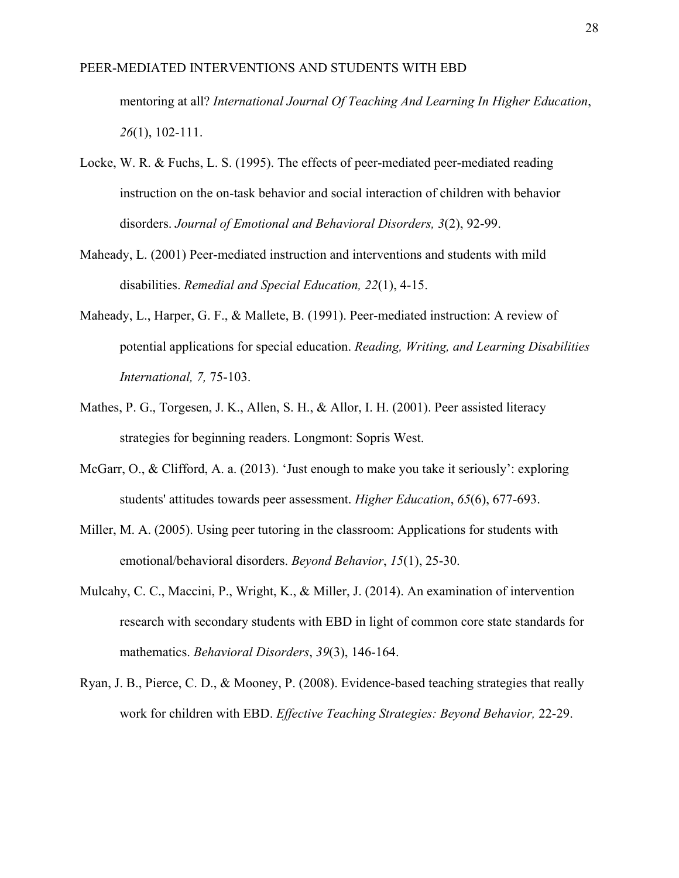mentoring at all? *International Journal Of Teaching And Learning In Higher Education*, *26*(1), 102-111.

Locke, W. R. & Fuchs, L. S. (1995). The effects of peer-mediated peer-mediated reading instruction on the on-task behavior and social interaction of children with behavior disorders. *Journal of Emotional and Behavioral Disorders, 3*(2), 92-99.

Maheady, L. (2001) Peer-mediated instruction and interventions and students with mild disabilities. *Remedial and Special Education, 22*(1), 4-15.

Maheady, L., Harper, G. F., & Mallete, B. (1991). Peer-mediated instruction: A review of potential applications for special education. *Reading, Writing, and Learning Disabilities International, 7,* 75-103.

Mathes, P. G., Torgesen, J. K., Allen, S. H., & Allor, I. H. (2001). Peer assisted literacy strategies for beginning readers. Longmont: Sopris West.

McGarr, O., & Clifford, A. a. (2013). 'Just enough to make you take it seriously': exploring students' attitudes towards peer assessment. *Higher Education*, *65*(6), 677-693.

Miller, M. A. (2005). Using peer tutoring in the classroom: Applications for students with emotional/behavioral disorders. *Beyond Behavior*, *15*(1), 25-30.

Mulcahy, C. C., Maccini, P., Wright, K., & Miller, J. (2014). An examination of intervention research with secondary students with EBD in light of common core state standards for mathematics. *Behavioral Disorders*, *39*(3), 146-164.

Ryan, J. B., Pierce, C. D., & Mooney, P. (2008). Evidence-based teaching strategies that really work for children with EBD. *Effective Teaching Strategies: Beyond Behavior,* 22-29.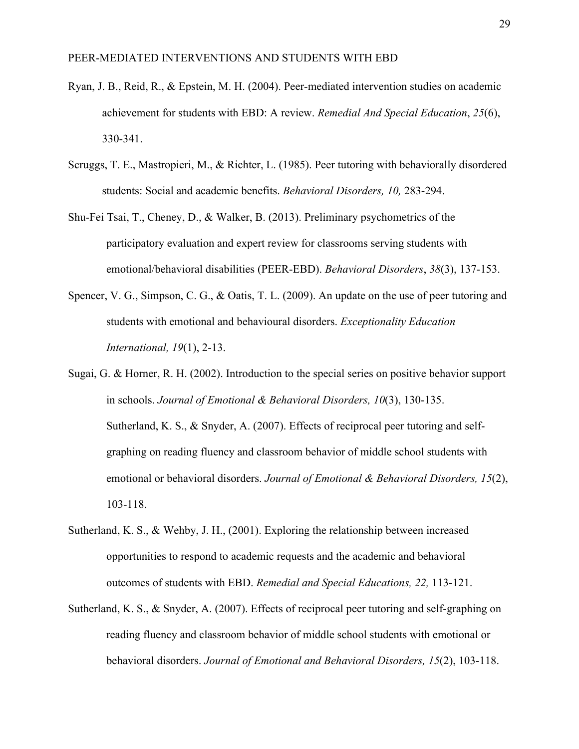Ryan, J. B., Reid, R., & Epstein, M. H. (2004). Peer-mediated intervention studies on academic achievement for students with EBD: A review. *Remedial And Special Education*, *25*(6), 330-341.

Scruggs, T. E., Mastropieri, M., & Richter, L. (1985). Peer tutoring with behaviorally disordered students: Social and academic benefits. *Behavioral Disorders, 10,* 283-294.

Shu-Fei Tsai, T., Cheney, D., & Walker, B. (2013). Preliminary psychometrics of the participatory evaluation and expert review for classrooms serving students with emotional/behavioral disabilities (PEER-EBD). *Behavioral Disorders*, *38*(3), 137-153.

Spencer, V. G., Simpson, C. G., & Oatis, T. L. (2009). An update on the use of peer tutoring and students with emotional and behavioural disorders. *Exceptionality Education International, 19*(1), 2-13.

Sugai, G. & Horner, R. H. (2002). Introduction to the special series on positive behavior support in schools. *Journal of Emotional & Behavioral Disorders, 10*(3), 130-135. Sutherland, K. S., & Snyder, A. (2007). Effects of reciprocal peer tutoring and self-graphing on reading fluency and classroom behavior of middle school students with emotional or behavioral disorders. *Journal of Emotional & Behavioral Disorders, 15*(2), 103-118.

Sutherland, K. S., & Wehby, J. H., (2001). Exploring the relationship between increased opportunities to respond to academic requests and the academic and behavioral outcomes of students with EBD. *Remedial and Special Educations, 22,* 113-121.

Sutherland, K. S., & Snyder, A. (2007). Effects of reciprocal peer tutoring and self-graphing on reading fluency and classroom behavior of middle school students with emotional or behavioral disorders. *Journal of Emotional and Behavioral Disorders, 15*(2), 103-118.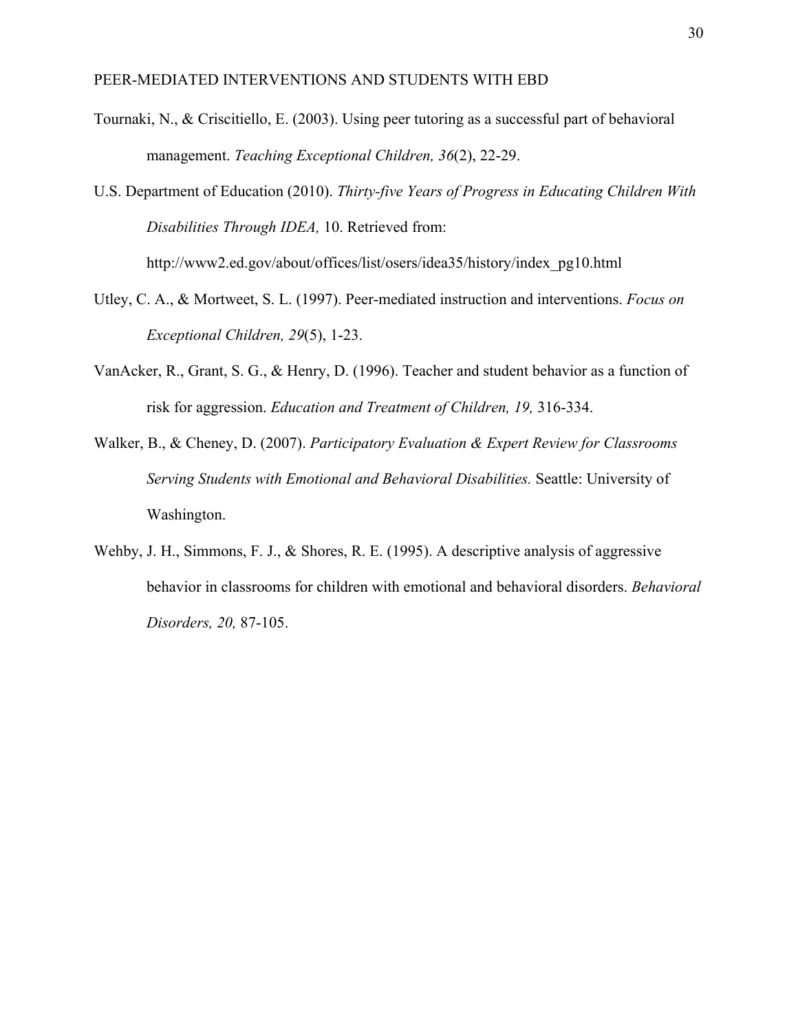Tournaki, N., & Criscitiello, E. (2003). Using peer tutoring as a successful part of behavioral management. *Teaching Exceptional Children, 36*(2), 22-29.

U.S. Department of Education (2010). *Thirty-five Years of Progress in Educating Children With Disabilities Through IDEA,* 10. Retrieved from: http://www2.ed.gov/about/offices/list/osers/idea35/history/index_pg10.html

Utley, C. A., & Mortweet, S. L. (1997). Peer-mediated instruction and interventions. *Focus on Exceptional Children, 29*(5), 1-23.

VanAcker, R., Grant, S. G., & Henry, D. (1996). Teacher and student behavior as a function of risk for aggression. *Education and Treatment of Children, 19,* 316-334.

Walker, B., & Cheney, D. (2007). *Participatory Evaluation & Expert Review for Classrooms Serving Students with Emotional and Behavioral Disabilities.* Seattle: University of Washington.

Wehby, J. H., Simmons, F. J., & Shores, R. E. (1995). A descriptive analysis of aggressive behavior in classrooms for children with emotional and behavioral disorders. *Behavioral Disorders, 20,* 87-105.